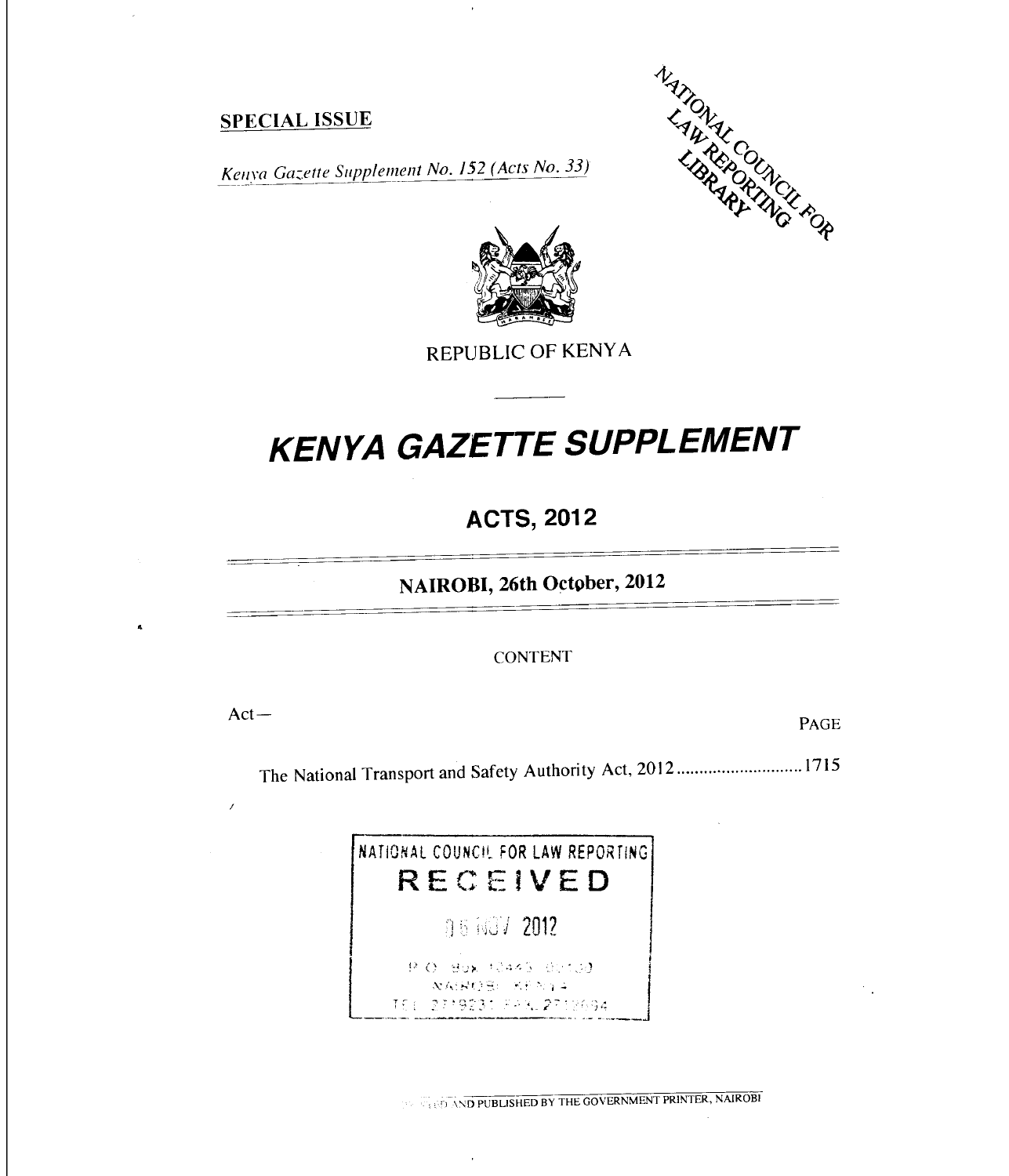**SPECIAL ISSUE**

*Kenya Gazette Supplement No. 152 (Acts No. 33)*

REPUBLIC OF KENYA

# KENYA GAZETTE SUPPLEMENT

## ACTS, 2012

**NAIROBI, 26th October, 2012**

CONTENT

Act—

| | PAGE |
|---|---|
| The National Transport and Safety Authority Act, 2012 | 1715 |

NATIONAL COUNCIL FOR LAW REPORTING
RECEIVED
06 NOV 2012

PRINTED AND PUBLISHED BY THE GOVERNMENT PRINTER, NAIROBI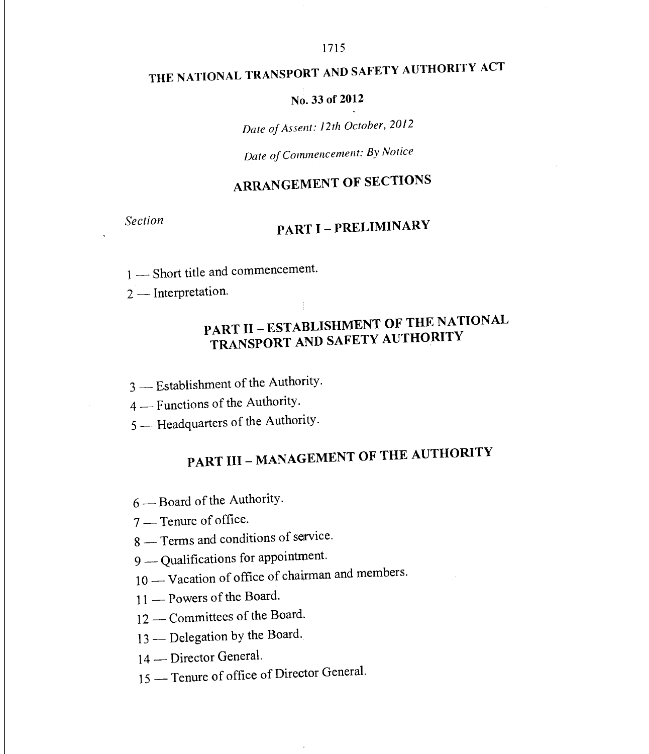# THE NATIONAL TRANSPORT AND SAFETY AUTHORITY ACT

**No. 33 of 2012**

*Date of Assent: 12th October, 2012*

*Date of Commencement: By Notice*

## ARRANGEMENT OF SECTIONS

*Section*

### PART I – PRELIMINARY

1 — Short title and commencement.

2 — Interpretation.

### PART II – ESTABLISHMENT OF THE NATIONAL TRANSPORT AND SAFETY AUTHORITY

3 — Establishment of the Authority.

4 — Functions of the Authority.

5 — Headquarters of the Authority.

### PART III – MANAGEMENT OF THE AUTHORITY

6 — Board of the Authority.

7 — Tenure of office.

8 — Terms and conditions of service.

9 — Qualifications for appointment.

10 — Vacation of office of chairman and members.

11 — Powers of the Board.

12 — Committees of the Board.

13 — Delegation by the Board.

14 — Director General.

15 — Tenure of office of Director General.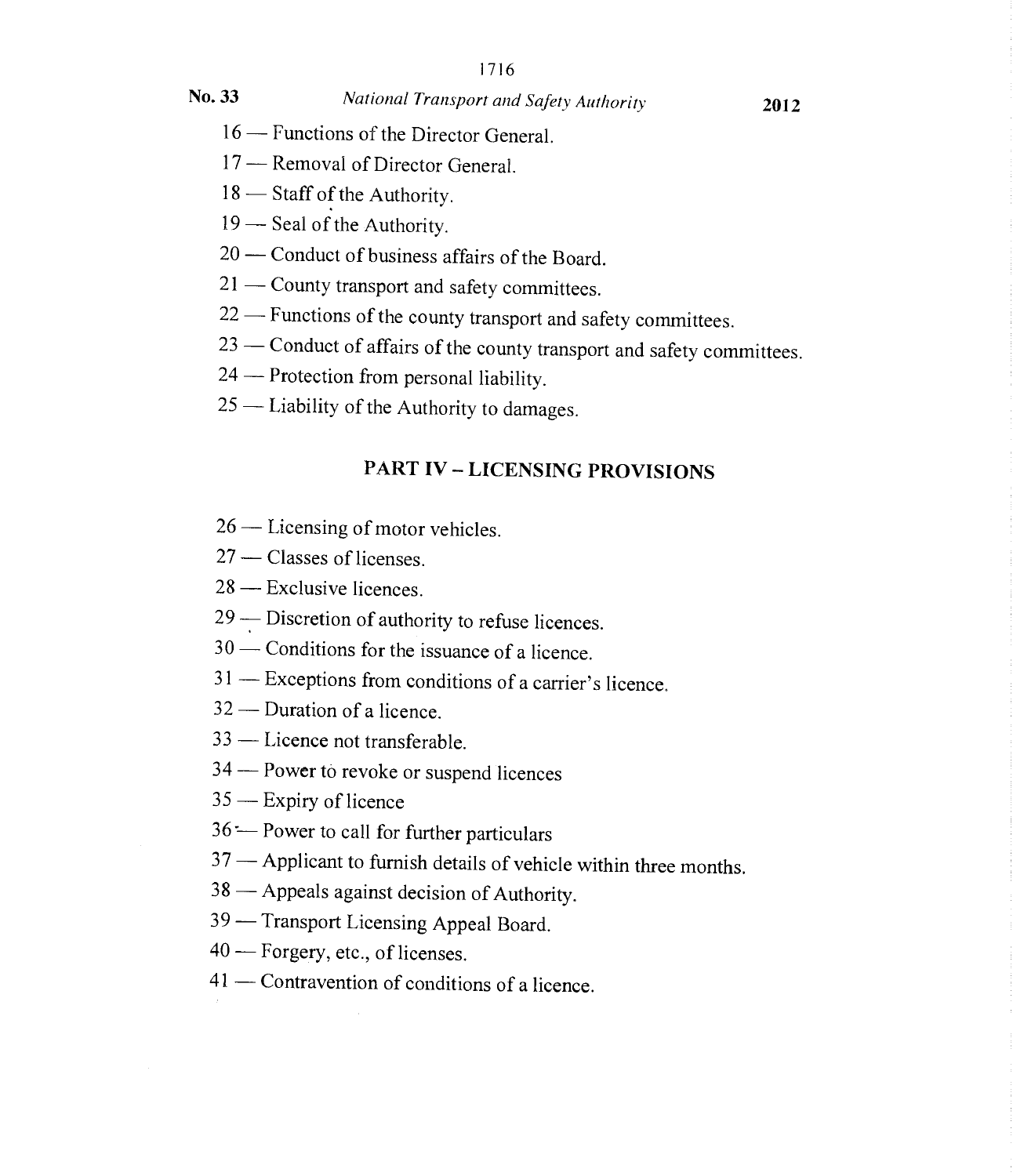16 — Functions of the Director General.

17 — Removal of Director General.

18 — Staff of the Authority.

19 — Seal of the Authority.

20 — Conduct of business affairs of the Board.

21 — County transport and safety committees.

22 — Functions of the county transport and safety committees.

23 — Conduct of affairs of the county transport and safety committees.

24 — Protection from personal liability.

25 — Liability of the Authority to damages.

## PART IV – LICENSING PROVISIONS

26 — Licensing of motor vehicles.

27 — Classes of licenses.

28 — Exclusive licences.

29 — Discretion of authority to refuse licences.

30 — Conditions for the issuance of a licence.

31 — Exceptions from conditions of a carrier's licence.

32 — Duration of a licence.

33 — Licence not transferable.

34 — Power to revoke or suspend licences

35 — Expiry of licence

36 — Power to call for further particulars

37 — Applicant to furnish details of vehicle within three months.

38 — Appeals against decision of Authority.

39 — Transport Licensing Appeal Board.

40 — Forgery, etc., of licenses.

41 — Contravention of conditions of a licence.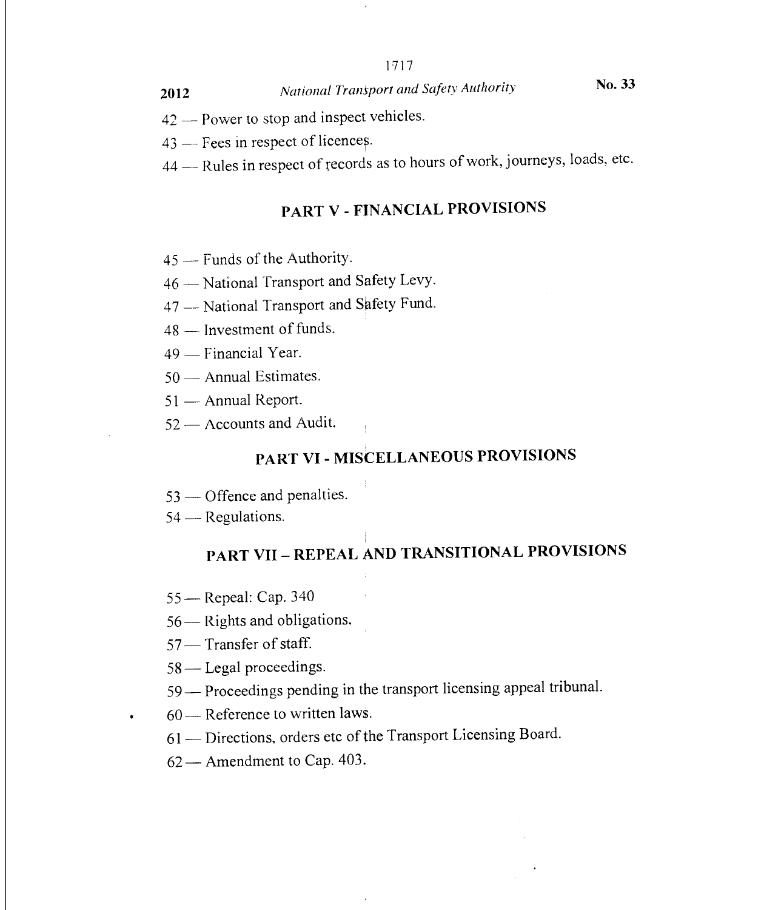42 — Power to stop and inspect vehicles.

43 — Fees in respect of licences.

44 — Rules in respect of records as to hours of work, journeys, loads, etc.

## PART V - FINANCIAL PROVISIONS

45 — Funds of the Authority.

46 — National Transport and Safety Levy.

47 — National Transport and Safety Fund.

48 — Investment of funds.

49 — Financial Year.

50 — Annual Estimates.

51 — Annual Report.

52 — Accounts and Audit.

## PART VI - MISCELLANEOUS PROVISIONS

53 — Offence and penalties.

54 — Regulations.

## PART VII – REPEAL AND TRANSITIONAL PROVISIONS

55 — Repeal: Cap. 340

56 — Rights and obligations.

57 — Transfer of staff.

58 — Legal proceedings.

59 — Proceedings pending in the transport licensing appeal tribunal.

60 — Reference to written laws.

61 — Directions, orders etc of the Transport Licensing Board.

62 — Amendment to Cap. 403.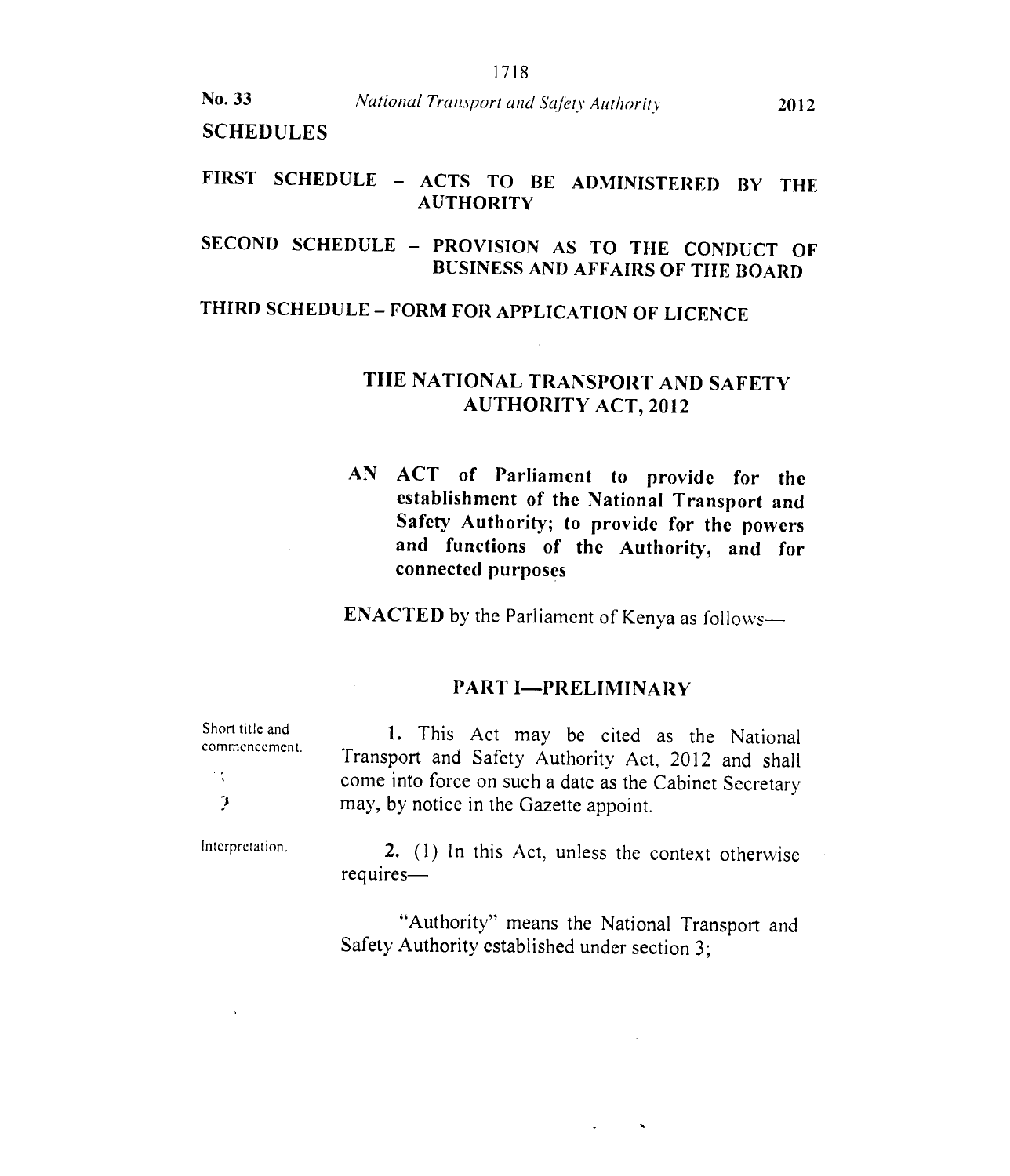## SCHEDULES

FIRST SCHEDULE – ACTS TO BE ADMINISTERED BY THE AUTHORITY

SECOND SCHEDULE – PROVISION AS TO THE CONDUCT OF BUSINESS AND AFFAIRS OF THE BOARD

THIRD SCHEDULE – FORM FOR APPLICATION OF LICENCE

# THE NATIONAL TRANSPORT AND SAFETY AUTHORITY ACT, 2012

**AN ACT of Parliament to provide for the establishment of the National Transport and Safety Authority; to provide for the powers and functions of the Authority, and for connected purposes**

**ENACTED** by the Parliament of Kenya as follows—

## PART I—PRELIMINARY

Short title and commencement.

**1.** This Act may be cited as the National Transport and Safety Authority Act, 2012 and shall come into force on such a date as the Cabinet Secretary may, by notice in the Gazette appoint.

Interpretation.

**2.** (1) In this Act, unless the context otherwise requires—

"Authority" means the National Transport and Safety Authority established under section 3;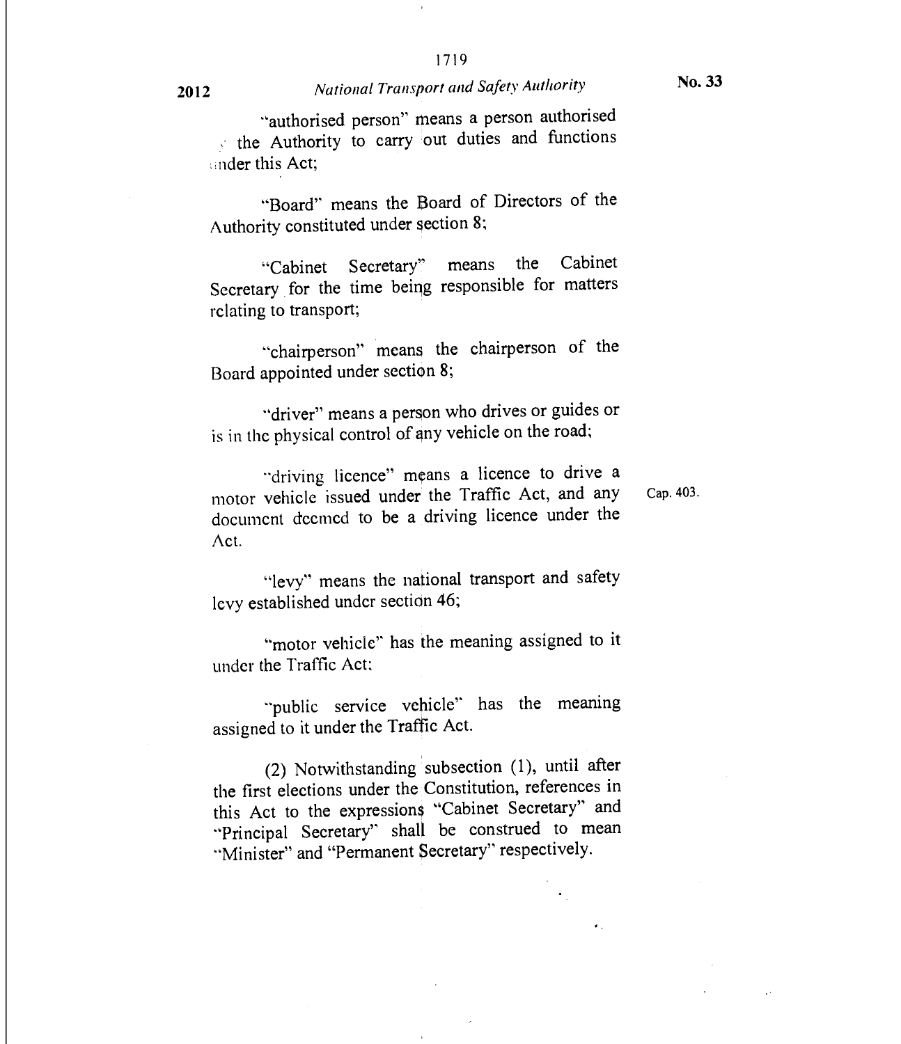"authorised person" means a person authorised by the Authority to carry out duties and functions under this Act;

"Board" means the Board of Directors of the Authority constituted under section 8;

"Cabinet Secretary" means the Cabinet Secretary for the time being responsible for matters relating to transport;

"chairperson" means the chairperson of the Board appointed under section 8;

"driver" means a person who drives or guides or is in the physical control of any vehicle on the road;

"driving licence" means a licence to drive a motor vehicle issued under the Traffic Act, and any document deemed to be a driving licence under the Act.

Cap. 403.

"levy" means the national transport and safety levy established under section 46;

"motor vehicle" has the meaning assigned to it under the Traffic Act;

"public service vehicle" has the meaning assigned to it under the Traffic Act.

(2) Notwithstanding subsection (1), until after the first elections under the Constitution, references in this Act to the expressions "Cabinet Secretary" and "Principal Secretary" shall be construed to mean "Minister" and "Permanent Secretary" respectively.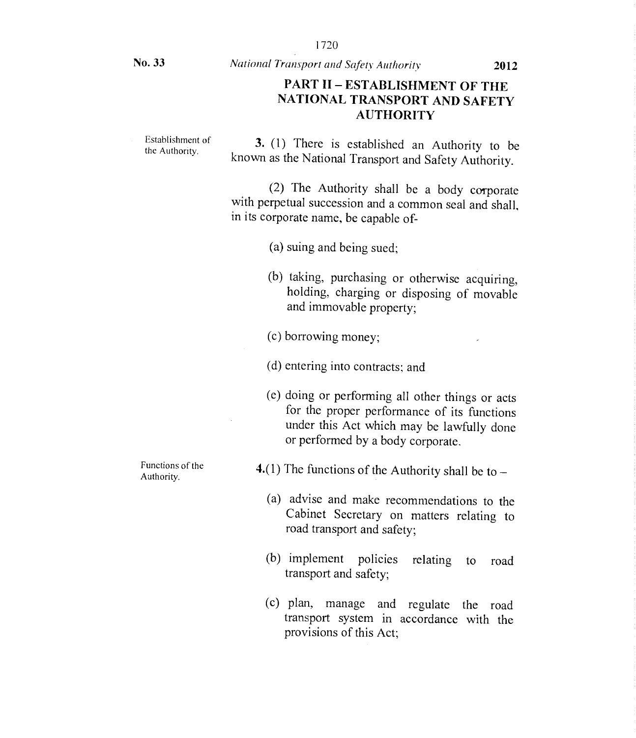## PART II – ESTABLISHMENT OF THE NATIONAL TRANSPORT AND SAFETY AUTHORITY

Establishment of the Authority.

**3.** (1) There is established an Authority to be known as the National Transport and Safety Authority.

(2) The Authority shall be a body corporate with perpetual succession and a common seal and shall, in its corporate name, be capable of-

(a) suing and being sued;

(b) taking, purchasing or otherwise acquiring, holding, charging or disposing of movable and immovable property;

(c) borrowing money;

(d) entering into contracts; and

(e) doing or performing all other things or acts for the proper performance of its functions under this Act which may be lawfully done or performed by a body corporate.

Functions of the Authority.

**4.**(1) The functions of the Authority shall be to –

(a) advise and make recommendations to the Cabinet Secretary on matters relating to road transport and safety;

(b) implement policies relating to road transport and safety;

(c) plan, manage and regulate the road transport system in accordance with the provisions of this Act;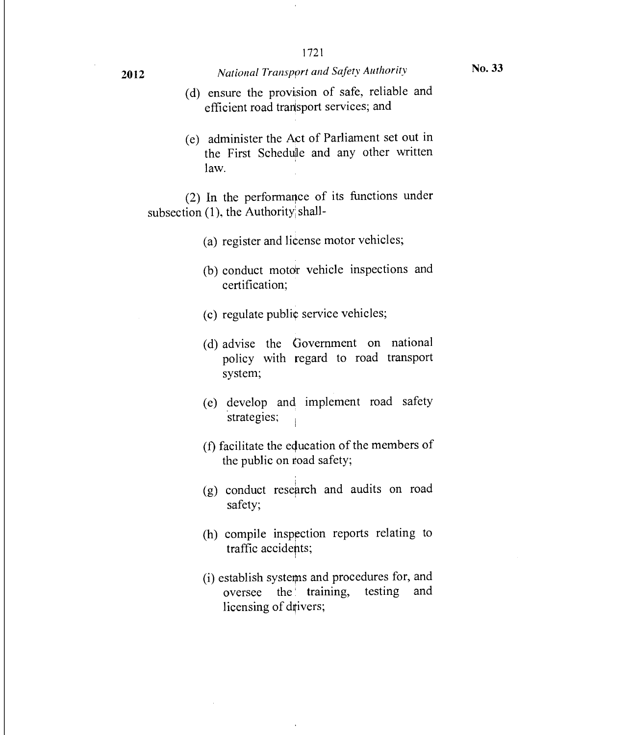(d) ensure the provision of safe, reliable and efficient road transport services; and

(e) administer the Act of Parliament set out in the First Schedule and any other written law.

(2) In the performance of its functions under subsection (1), the Authority shall-

(a) register and license motor vehicles;

(b) conduct motor vehicle inspections and certification;

(c) regulate public service vehicles;

(d) advise the Government on national policy with regard to road transport system;

(e) develop and implement road safety strategies;

(f) facilitate the education of the members of the public on road safety;

(g) conduct research and audits on road safety;

(h) compile inspection reports relating to traffic accidents;

(i) establish systems and procedures for, and oversee the training, testing and licensing of drivers;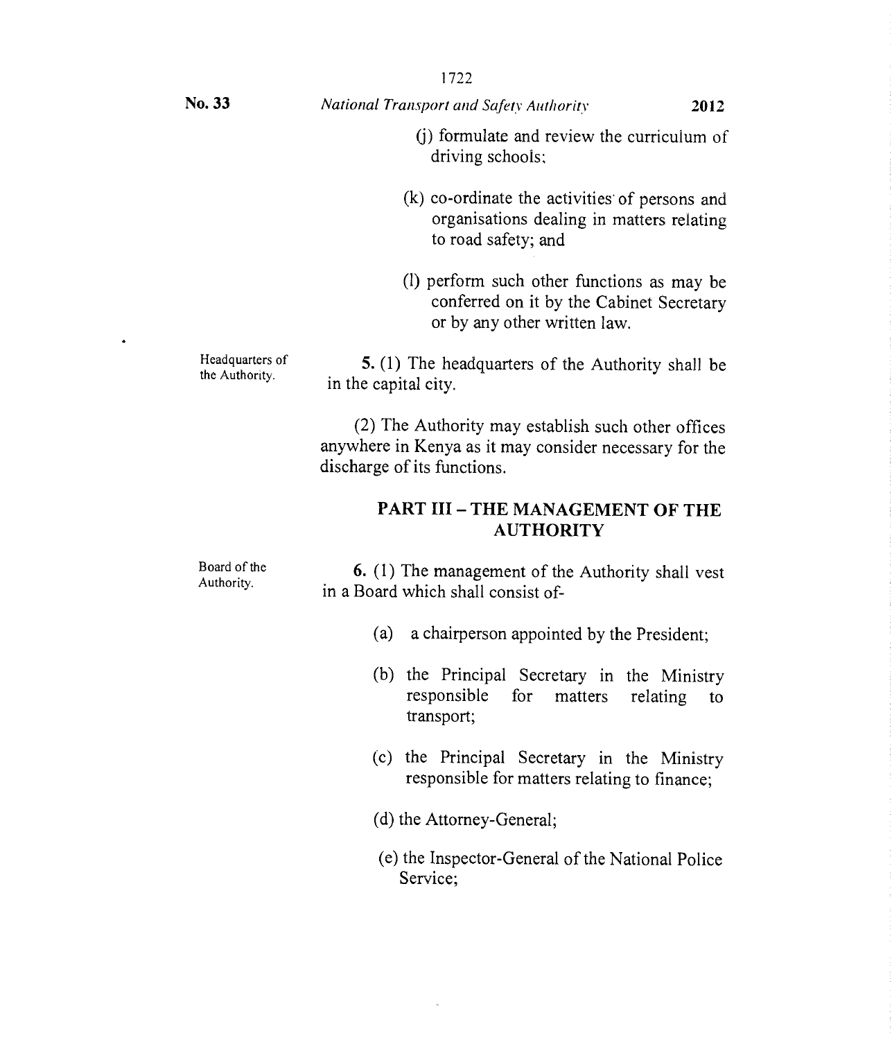(j) formulate and review the curriculum of driving schools;

(k) co-ordinate the activities of persons and organisations dealing in matters relating to road safety; and

(l) perform such other functions as may be conferred on it by the Cabinet Secretary or by any other written law.

*Headquarters of the Authority.*

**5.** (1) The headquarters of the Authority shall be in the capital city.

(2) The Authority may establish such other offices anywhere in Kenya as it may consider necessary for the discharge of its functions.

## PART III – THE MANAGEMENT OF THE AUTHORITY

*Board of the Authority.*

**6.** (1) The management of the Authority shall vest in a Board which shall consist of-

(a) a chairperson appointed by the President;

(b) the Principal Secretary in the Ministry responsible for matters relating to transport;

(c) the Principal Secretary in the Ministry responsible for matters relating to finance;

(d) the Attorney-General;

(e) the Inspector-General of the National Police Service;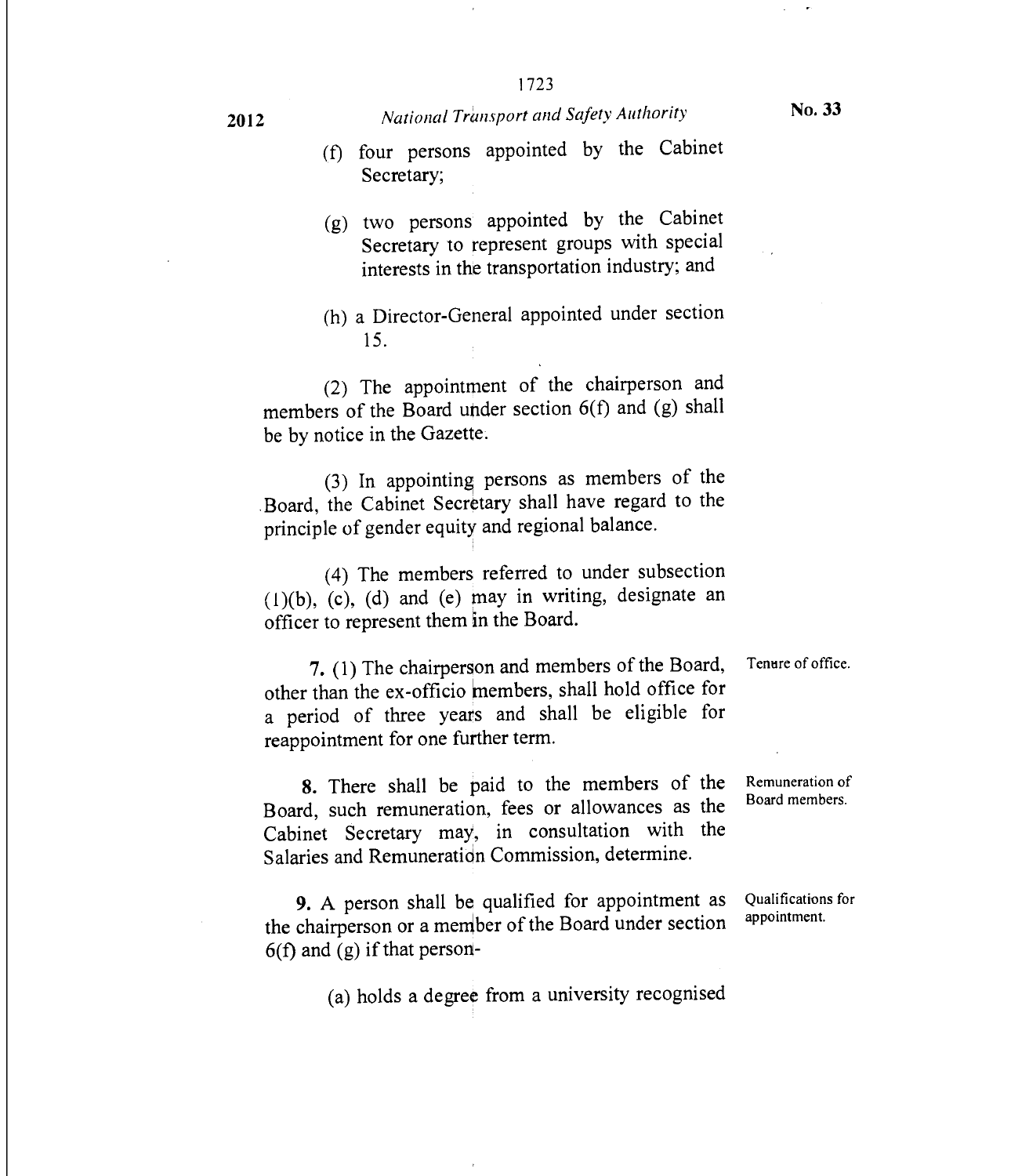(f) four persons appointed by the Cabinet Secretary;

(g) two persons appointed by the Cabinet Secretary to represent groups with special interests in the transportation industry; and

(h) a Director-General appointed under section 15.

(2) The appointment of the chairperson and members of the Board under section 6(f) and (g) shall be by notice in the Gazette.

(3) In appointing persons as members of the Board, the Cabinet Secretary shall have regard to the principle of gender equity and regional balance.

(4) The members referred to under subsection (1)(b), (c), (d) and (e) may in writing, designate an officer to represent them in the Board.

Tenure of office.

**7.** (1) The chairperson and members of the Board, other than the ex-officio members, shall hold office for a period of three years and shall be eligible for reappointment for one further term.

Remuneration of Board members.

**8.** There shall be paid to the members of the Board, such remuneration, fees or allowances as the Cabinet Secretary may, in consultation with the Salaries and Remuneration Commission, determine.

Qualifications for appointment.

**9.** A person shall be qualified for appointment as the chairperson or a member of the Board under section 6(f) and (g) if that person-

(a) holds a degree from a university recognised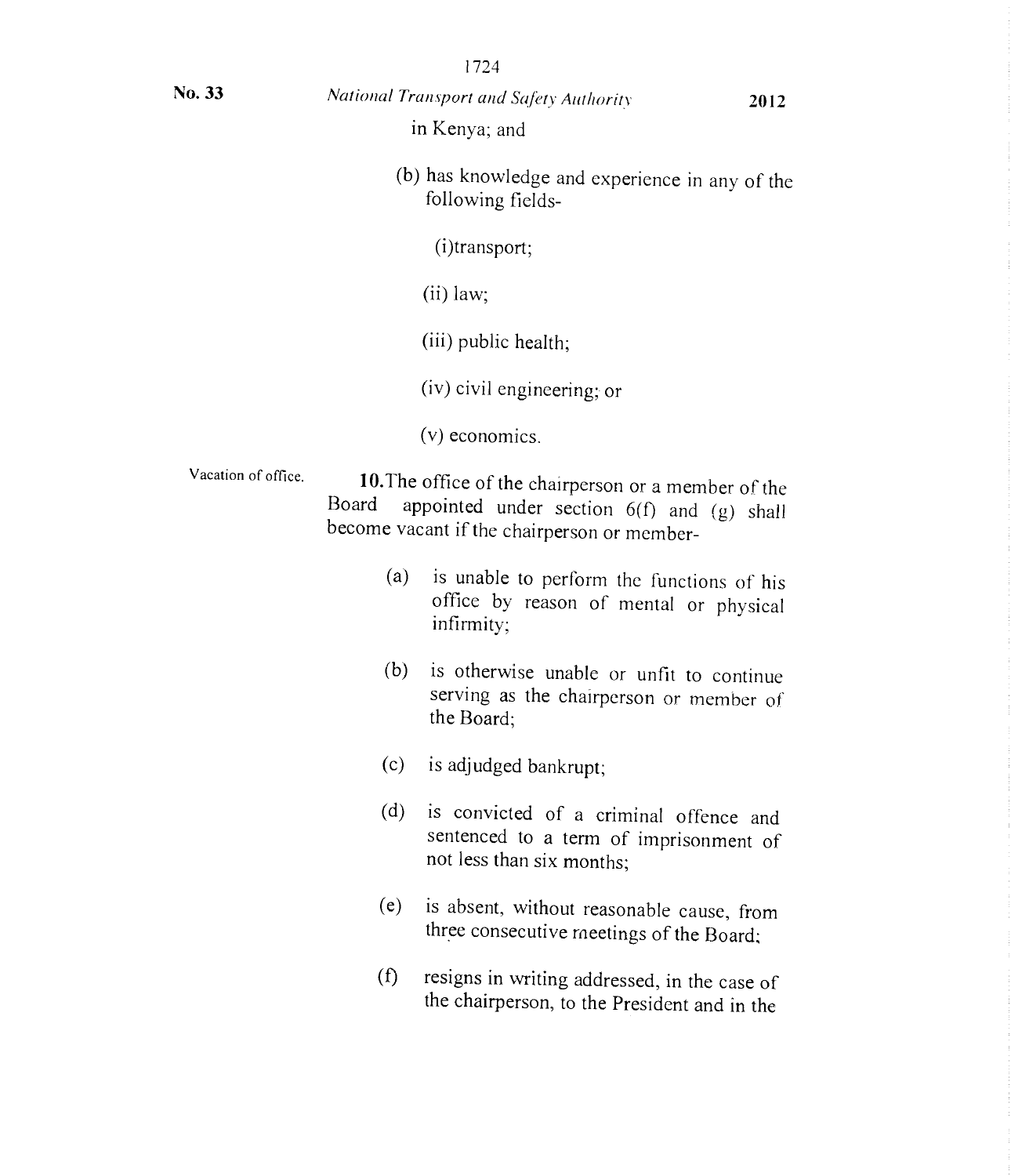in Kenya; and

(b) has knowledge and experience in any of the following fields-

(i)transport;

(ii) law;

(iii) public health;

(iv) civil engineering; or

(v) economics.

Vacation of office.

**10.** The office of the chairperson or a member of the Board appointed under section 6(f) and (g) shall become vacant if the chairperson or member-

(a) is unable to perform the functions of his office by reason of mental or physical infirmity;

(b) is otherwise unable or unfit to continue serving as the chairperson or member of the Board;

(c) is adjudged bankrupt;

(d) is convicted of a criminal offence and sentenced to a term of imprisonment of not less than six months;

(e) is absent, without reasonable cause, from three consecutive meetings of the Board;

(f) resigns in writing addressed, in the case of the chairperson, to the President and in the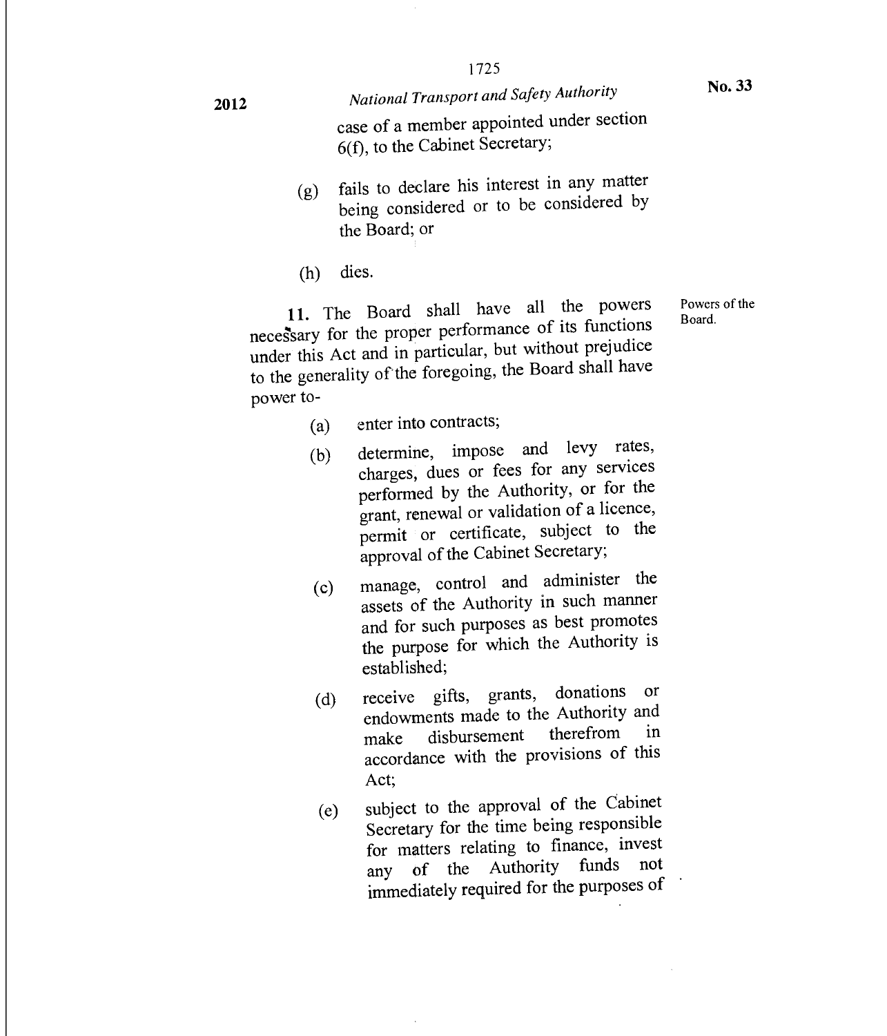case of a member appointed under section 6(f), to the Cabinet Secretary;

(g) fails to declare his interest in any matter being considered or to be considered by the Board; or

(h) dies.

Powers of the Board.

**11.** The Board shall have all the powers necessary for the proper performance of its functions under this Act and in particular, but without prejudice to the generality of the foregoing, the Board shall have power to-

(a) enter into contracts;

(b) determine, impose and levy rates, charges, dues or fees for any services performed by the Authority, or for the grant, renewal or validation of a licence, permit or certificate, subject to the approval of the Cabinet Secretary;

(c) manage, control and administer the assets of the Authority in such manner and for such purposes as best promotes the purpose for which the Authority is established;

(d) receive gifts, grants, donations or endowments made to the Authority and make disbursement therefrom in accordance with the provisions of this Act;

(e) subject to the approval of the Cabinet Secretary for the time being responsible for matters relating to finance, invest any of the Authority funds not immediately required for the purposes of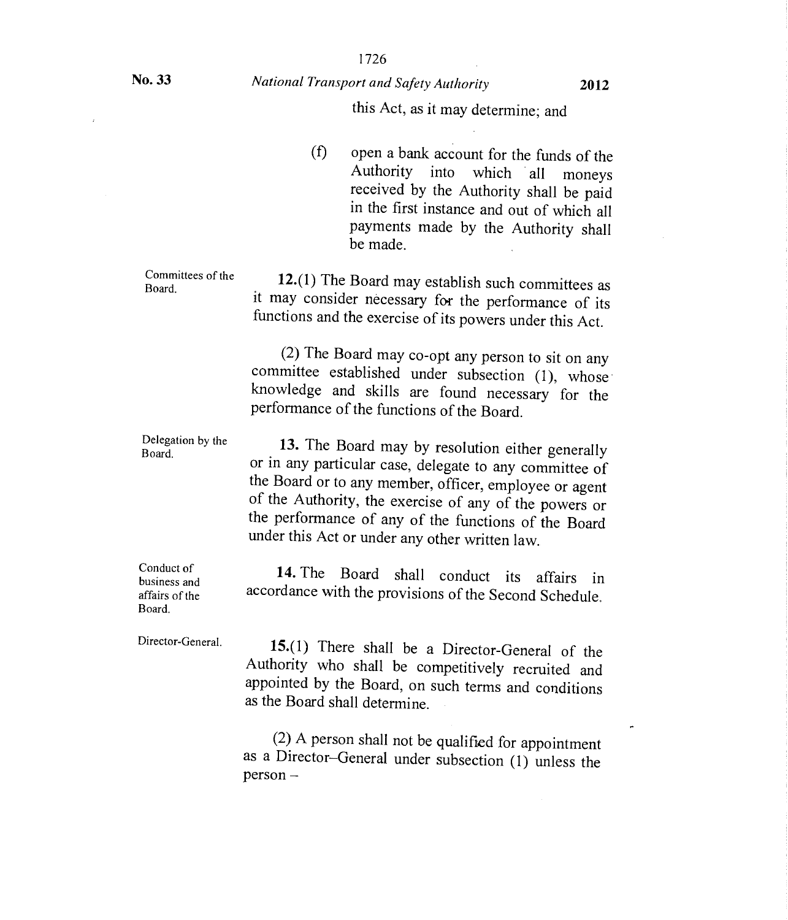this Act, as it may determine; and

(f) open a bank account for the funds of the Authority into which all moneys received by the Authority shall be paid in the first instance and out of which all payments made by the Authority shall be made.

Committees of the Board.

**12.**(1) The Board may establish such committees as it may consider necessary for the performance of its functions and the exercise of its powers under this Act.

(2) The Board may co-opt any person to sit on any committee established under subsection (1), whose knowledge and skills are found necessary for the performance of the functions of the Board.

Delegation by the Board.

**13.** The Board may by resolution either generally or in any particular case, delegate to any committee of the Board or to any member, officer, employee or agent of the Authority, the exercise of any of the powers or the performance of any of the functions of the Board under this Act or under any other written law.

Conduct of business and affairs of the Board.

**14.** The Board shall conduct its affairs in accordance with the provisions of the Second Schedule.

Director-General.

**15.**(1) There shall be a Director-General of the Authority who shall be competitively recruited and appointed by the Board, on such terms and conditions as the Board shall determine.

(2) A person shall not be qualified for appointment as a Director–General under subsection (1) unless the person –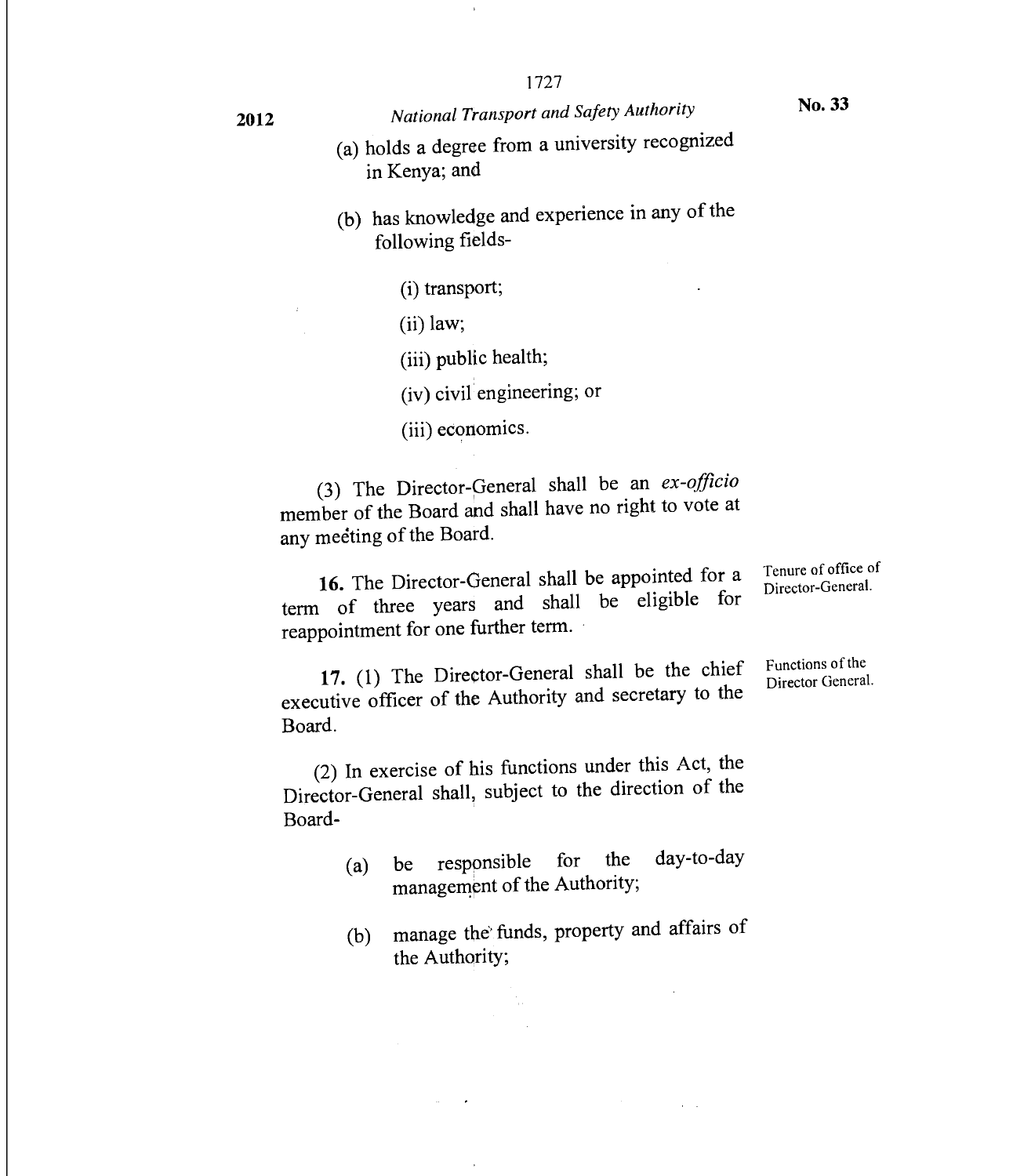(a) holds a degree from a university recognized in Kenya; and

(b) has knowledge and experience in any of the following fields-

(i) transport;

(ii) law;

(iii) public health;

(iv) civil engineering; or

(iii) economics.

(3) The Director-General shall be an *ex-officio* member of the Board and shall have no right to vote at any meeting of the Board.

Tenure of office of Director-General.

**16.** The Director-General shall be appointed for a term of three years and shall be eligible for reappointment for one further term.

Functions of the Director General.

**17.** (1) The Director-General shall be the chief executive officer of the Authority and secretary to the Board.

(2) In exercise of his functions under this Act, the Director-General shall, subject to the direction of the Board-

(a) be responsible for the day-to-day management of the Authority;

(b) manage the funds, property and affairs of the Authority;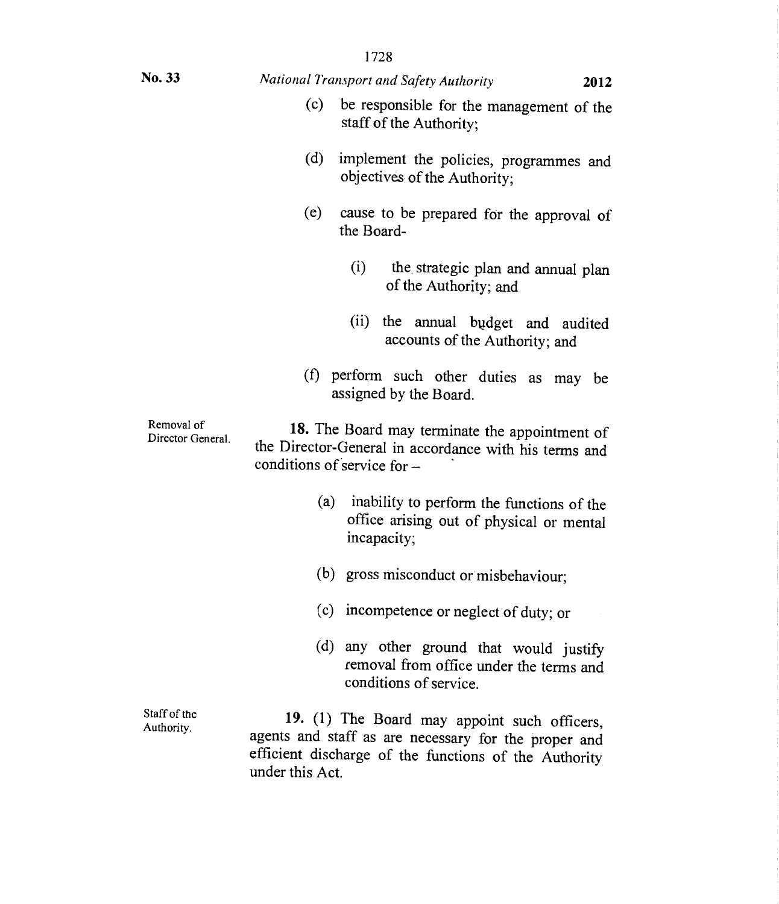(c) be responsible for the management of the staff of the Authority;

(d) implement the policies, programmes and objectives of the Authority;

(e) cause to be prepared for the approval of the Board-

(i) the strategic plan and annual plan of the Authority; and

(ii) the annual budget and audited accounts of the Authority; and

(f) perform such other duties as may be assigned by the Board.

Removal of Director General.

**18.** The Board may terminate the appointment of the Director-General in accordance with his terms and conditions of service for –

(a) inability to perform the functions of the office arising out of physical or mental incapacity;

(b) gross misconduct or misbehaviour;

(c) incompetence or neglect of duty; or

(d) any other ground that would justify removal from office under the terms and conditions of service.

Staff of the Authority.

**19.** (1) The Board may appoint such officers, agents and staff as are necessary for the proper and efficient discharge of the functions of the Authority under this Act.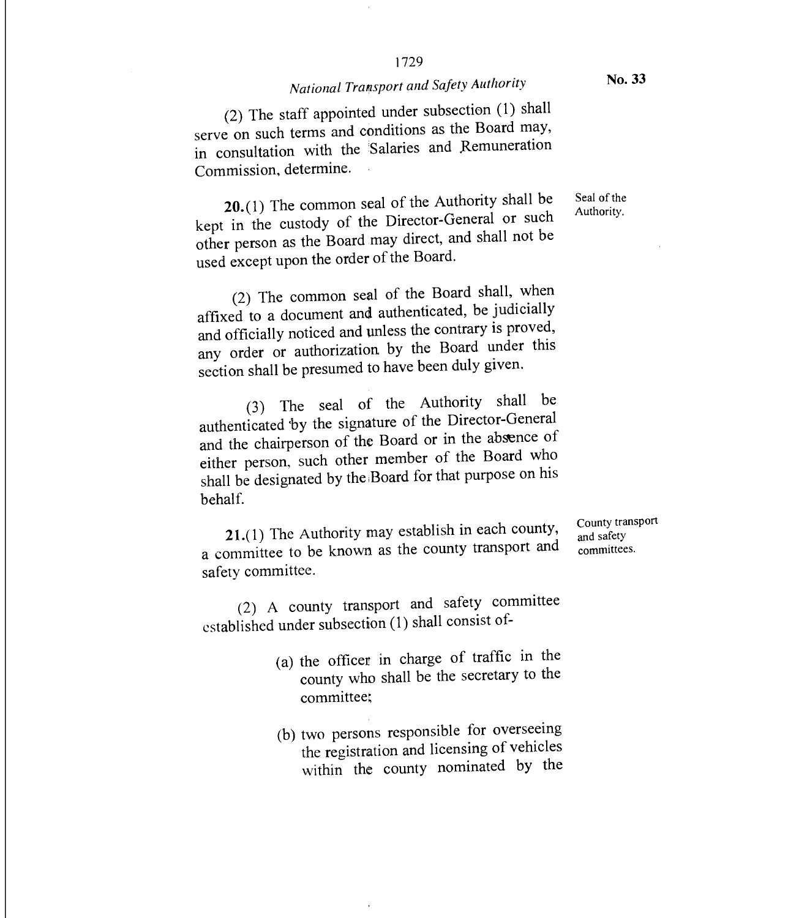(2) The staff appointed under subsection (1) shall serve on such terms and conditions as the Board may, in consultation with the Salaries and Remuneration Commission, determine.

**20.**(1) The common seal of the Authority shall be kept in the custody of the Director-General or such other person as the Board may direct, and shall not be used except upon the order of the Board.

Seal of the Authority.

(2) The common seal of the Board shall, when affixed to a document and authenticated, be judicially and officially noticed and unless the contrary is proved, any order or authorization by the Board under this section shall be presumed to have been duly given.

(3) The seal of the Authority shall be authenticated by the signature of the Director-General and the chairperson of the Board or in the absence of either person, such other member of the Board who shall be designated by the Board for that purpose on his behalf.

**21.**(1) The Authority may establish in each county, a committee to be known as the county transport and safety committee.

County transport and safety committees.

(2) A county transport and safety committee established under subsection (1) shall consist of-

(a) the officer in charge of traffic in the county who shall be the secretary to the committee;

(b) two persons responsible for overseeing the registration and licensing of vehicles within the county nominated by the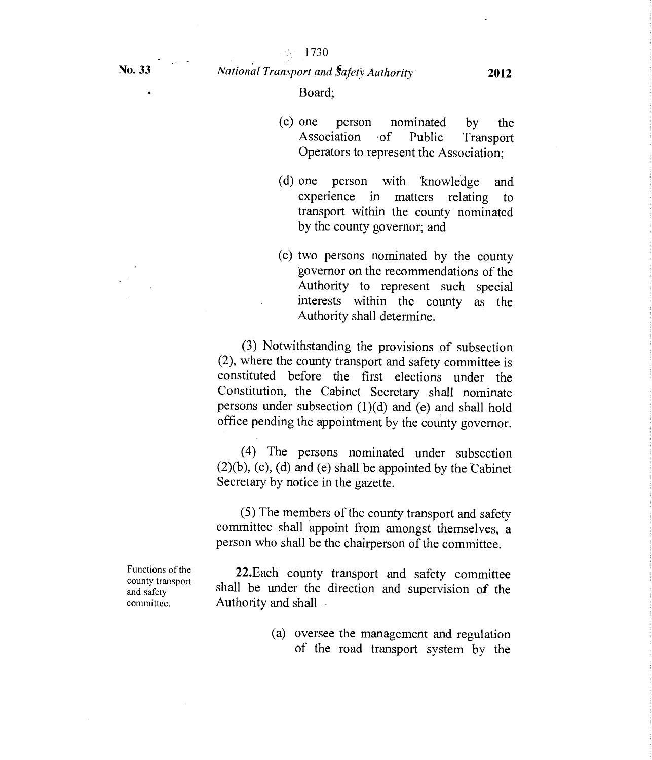Board;

(c) one person nominated by the Association of Public Transport Operators to represent the Association;

(d) one person with knowledge and experience in matters relating to transport within the county nominated by the county governor; and

(e) two persons nominated by the county governor on the recommendations of the Authority to represent such special interests within the county as the Authority shall determine.

(3) Notwithstanding the provisions of subsection (2), where the county transport and safety committee is constituted before the first elections under the Constitution, the Cabinet Secretary shall nominate persons under subsection (1)(d) and (e) and shall hold office pending the appointment by the county governor.

(4) The persons nominated under subsection (2)(b), (c), (d) and (e) shall be appointed by the Cabinet Secretary by notice in the gazette.

(5) The members of the county transport and safety committee shall appoint from amongst themselves, a person who shall be the chairperson of the committee.

Functions of the county transport and safety committee.

**22.** Each county transport and safety committee shall be under the direction and supervision of the Authority and shall –

(a) oversee the management and regulation of the road transport system by the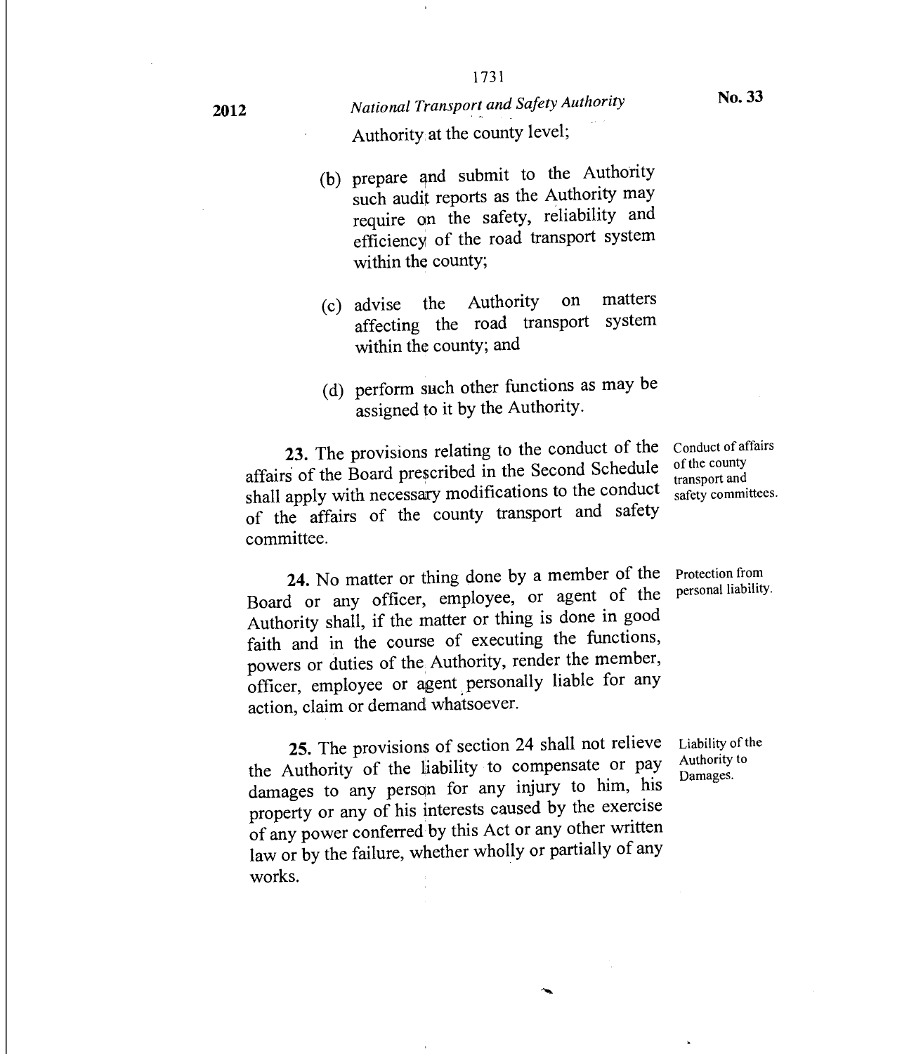Authority at the county level;

(b) prepare and submit to the Authority such audit reports as the Authority may require on the safety, reliability and efficiency of the road transport system within the county;

(c) advise the Authority on matters affecting the road transport system within the county; and

(d) perform such other functions as may be assigned to it by the Authority.

*Conduct of affairs of the county transport and safety committees.*

**23.** The provisions relating to the conduct of the affairs of the Board prescribed in the Second Schedule shall apply with necessary modifications to the conduct of the affairs of the county transport and safety committee.

*Protection from personal liability.*

**24.** No matter or thing done by a member of the Board or any officer, employee, or agent of the Authority shall, if the matter or thing is done in good faith and in the course of executing the functions, powers or duties of the Authority, render the member, officer, employee or agent personally liable for any action, claim or demand whatsoever.

*Liability of the Authority to Damages.*

**25.** The provisions of section 24 shall not relieve the Authority of the liability to compensate or pay damages to any person for any injury to him, his property or any of his interests caused by the exercise of any power conferred by this Act or any other written law or by the failure, whether wholly or partially of any works.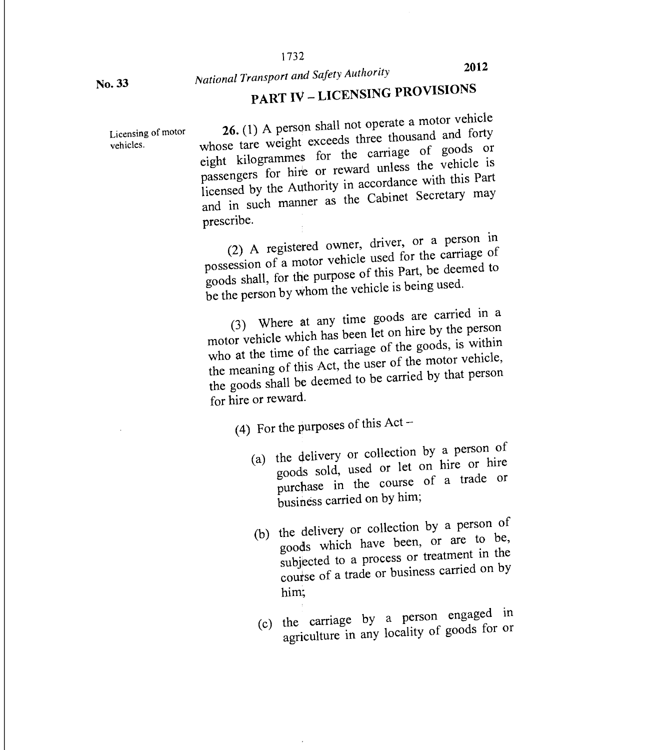## PART IV – LICENSING PROVISIONS

Licensing of motor vehicles.

**26.** (1) A person shall not operate a motor vehicle whose tare weight exceeds three thousand and forty eight kilogrammes for the carriage of goods or passengers for hire or reward unless the vehicle is licensed by the Authority in accordance with this Part and in such manner as the Cabinet Secretary may prescribe.

(2) A registered owner, driver, or a person in possession of a motor vehicle used for the carriage of goods shall, for the purpose of this Part, be deemed to be the person by whom the vehicle is being used.

(3) Where at any time goods are carried in a motor vehicle which has been let on hire by the person who at the time of the carriage of the goods, is within the meaning of this Act, the user of the motor vehicle, the goods shall be deemed to be carried by that person for hire or reward.

(4) For the purposes of this Act –

(a) the delivery or collection by a person of goods sold, used or let on hire or hire purchase in the course of a trade or business carried on by him;

(b) the delivery or collection by a person of goods which have been, or are to be, subjected to a process or treatment in the course of a trade or business carried on by him;

(c) the carriage by a person engaged in agriculture in any locality of goods for or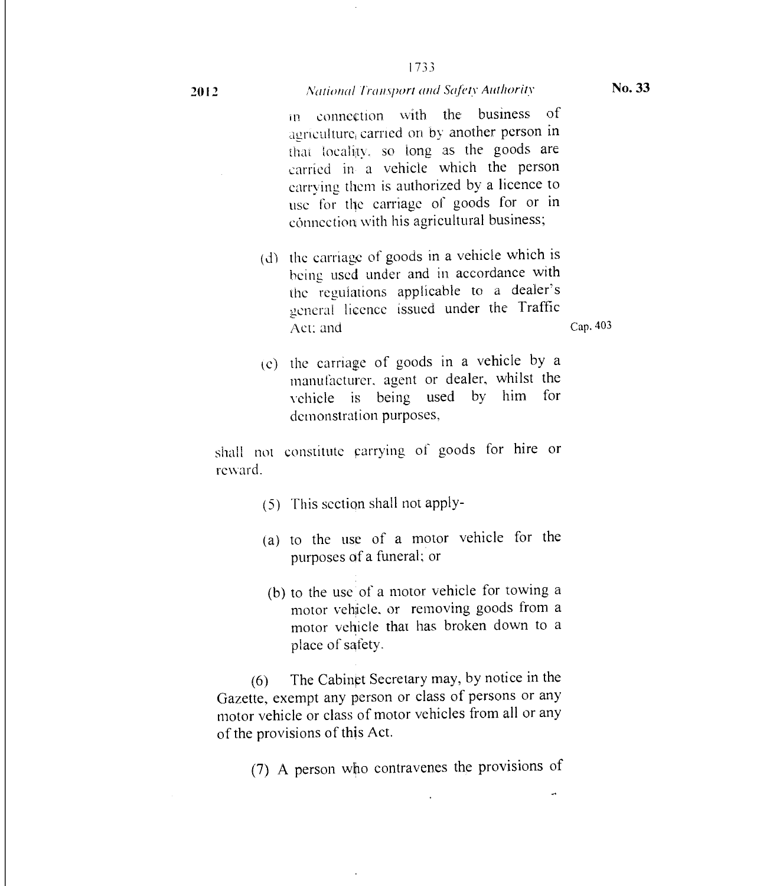in connection with the business of agriculture carried on by another person in that locality, so long as the goods are carried in a vehicle which the person carrying them is authorized by a licence to use for the carriage of goods for or in connection with his agricultural business;

(d) the carriage of goods in a vehicle which is being used under and in accordance with the regulations applicable to a dealer's general licence issued under the Traffic Act; and

Cap. 403

(e) the carriage of goods in a vehicle by a manufacturer, agent or dealer, whilst the vehicle is being used by him for demonstration purposes,

shall not constitute carrying of goods for hire or reward.

(5) This section shall not apply-

(a) to the use of a motor vehicle for the purposes of a funeral; or

(b) to the use of a motor vehicle for towing a motor vehicle, or removing goods from a motor vehicle that has broken down to a place of safety.

(6) The Cabinet Secretary may, by notice in the Gazette, exempt any person or class of persons or any motor vehicle or class of motor vehicles from all or any of the provisions of this Act.

(7) A person who contravenes the provisions of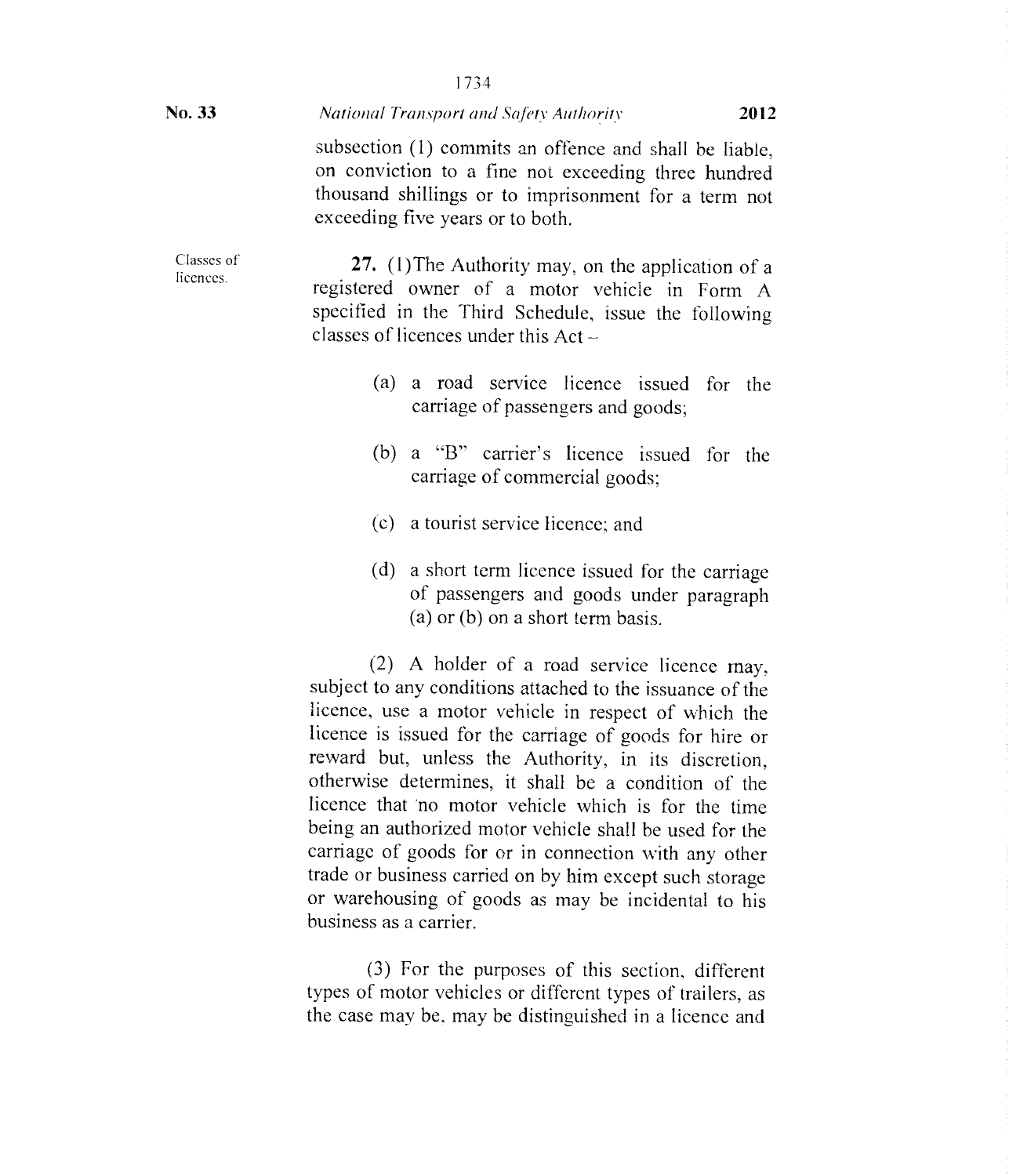subsection (1) commits an offence and shall be liable, on conviction to a fine not exceeding three hundred thousand shillings or to imprisonment for a term not exceeding five years or to both.

Classes of licences.

**27.** (1)The Authority may, on the application of a registered owner of a motor vehicle in Form A specified in the Third Schedule, issue the following classes of licences under this Act –

(a) a road service licence issued for the carriage of passengers and goods;

(b) a "B" carrier's licence issued for the carriage of commercial goods;

(c) a tourist service licence; and

(d) a short term licence issued for the carriage of passengers and goods under paragraph (a) or (b) on a short term basis.

(2) A holder of a road service licence may, subject to any conditions attached to the issuance of the licence, use a motor vehicle in respect of which the licence is issued for the carriage of goods for hire or reward but, unless the Authority, in its discretion, otherwise determines, it shall be a condition of the licence that no motor vehicle which is for the time being an authorized motor vehicle shall be used for the carriage of goods for or in connection with any other trade or business carried on by him except such storage or warehousing of goods as may be incidental to his business as a carrier.

(3) For the purposes of this section, different types of motor vehicles or different types of trailers, as the case may be, may be distinguished in a licence and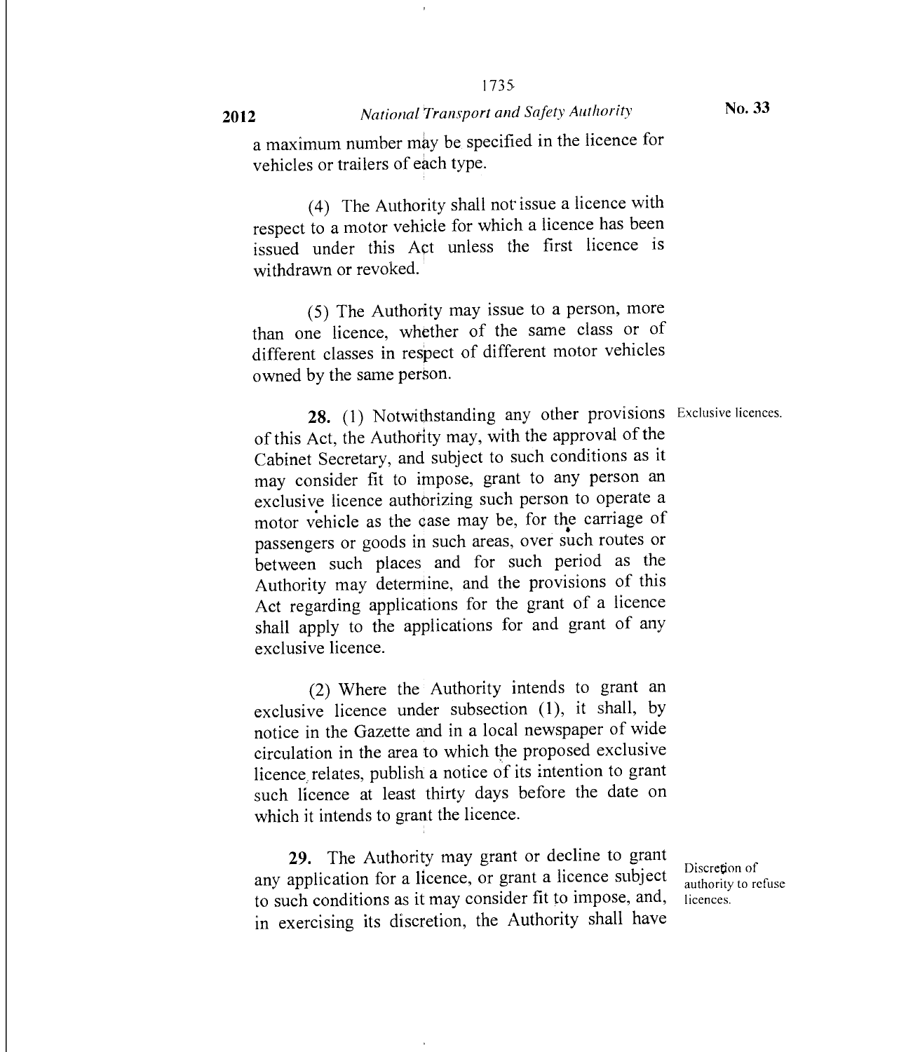a maximum number may be specified in the licence for vehicles or trailers of each type.

(4) The Authority shall not issue a licence with respect to a motor vehicle for which a licence has been issued under this Act unless the first licence is withdrawn or revoked.

(5) The Authority may issue to a person, more than one licence, whether of the same class or of different classes in respect of different motor vehicles owned by the same person.

Exclusive licences.

**28.** (1) Notwithstanding any other provisions of this Act, the Authority may, with the approval of the Cabinet Secretary, and subject to such conditions as it may consider fit to impose, grant to any person an exclusive licence authorizing such person to operate a motor vehicle as the case may be, for the carriage of passengers or goods in such areas, over such routes or between such places and for such period as the Authority may determine, and the provisions of this Act regarding applications for the grant of a licence shall apply to the applications for and grant of any exclusive licence.

(2) Where the Authority intends to grant an exclusive licence under subsection (1), it shall, by notice in the Gazette and in a local newspaper of wide circulation in the area to which the proposed exclusive licence relates, publish a notice of its intention to grant such licence at least thirty days before the date on which it intends to grant the licence.

Discretion of authority to refuse licences.

**29.** The Authority may grant or decline to grant any application for a licence, or grant a licence subject to such conditions as it may consider fit to impose, and, in exercising its discretion, the Authority shall have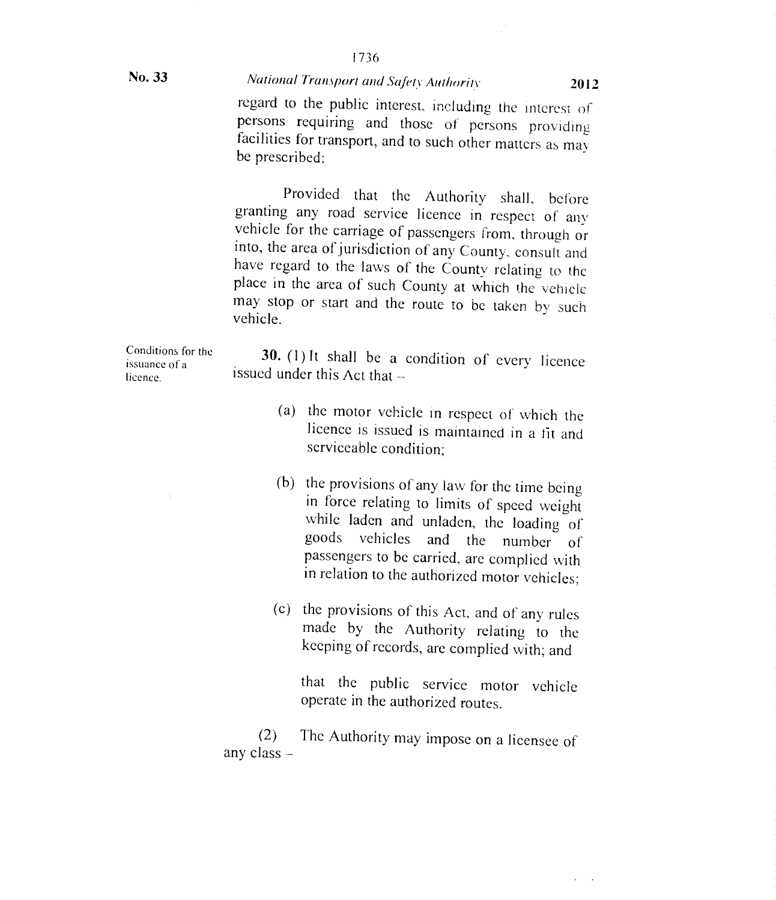regard to the public interest, including the interest of persons requiring and those of persons providing facilities for transport, and to such other matters as may be prescribed:

Provided that the Authority shall, before granting any road service licence in respect of any vehicle for the carriage of passengers from, through or into, the area of jurisdiction of any County, consult and have regard to the laws of the County relating to the place in the area of such County at which the vehicle may stop or start and the route to be taken by such vehicle.

Conditions for the issuance of a licence.

**30.** (1) It shall be a condition of every licence issued under this Act that –

(a) the motor vehicle in respect of which the licence is issued is maintained in a fit and serviceable condition;

(b) the provisions of any law for the time being in force relating to limits of speed weight while laden and unladen, the loading of goods vehicles and the number of passengers to be carried, are complied with in relation to the authorized motor vehicles;

(c) the provisions of this Act, and of any rules made by the Authority relating to the keeping of records, are complied with; and

that the public service motor vehicle operate in the authorized routes.

(2) The Authority may impose on a licensee of any class –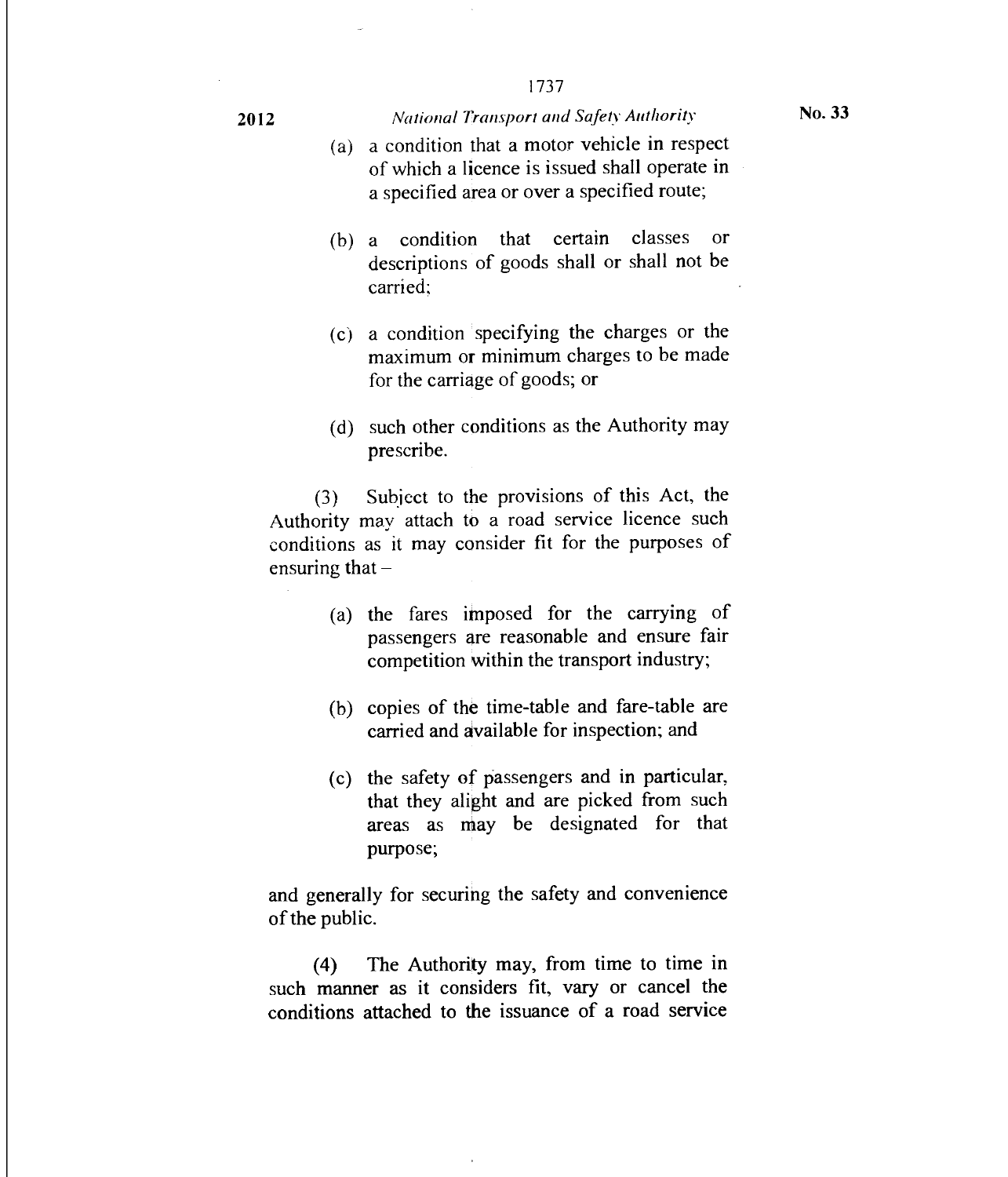(a) a condition that a motor vehicle in respect of which a licence is issued shall operate in a specified area or over a specified route;

(b) a condition that certain classes or descriptions of goods shall or shall not be carried;

(c) a condition specifying the charges or the maximum or minimum charges to be made for the carriage of goods; or

(d) such other conditions as the Authority may prescribe.

(3) Subject to the provisions of this Act, the Authority may attach to a road service licence such conditions as it may consider fit for the purposes of ensuring that –

(a) the fares imposed for the carrying of passengers are reasonable and ensure fair competition within the transport industry;

(b) copies of the time-table and fare-table are carried and available for inspection; and

(c) the safety of passengers and in particular, that they alight and are picked from such areas as may be designated for that purpose;

and generally for securing the safety and convenience of the public.

(4) The Authority may, from time to time in such manner as it considers fit, vary or cancel the conditions attached to the issuance of a road service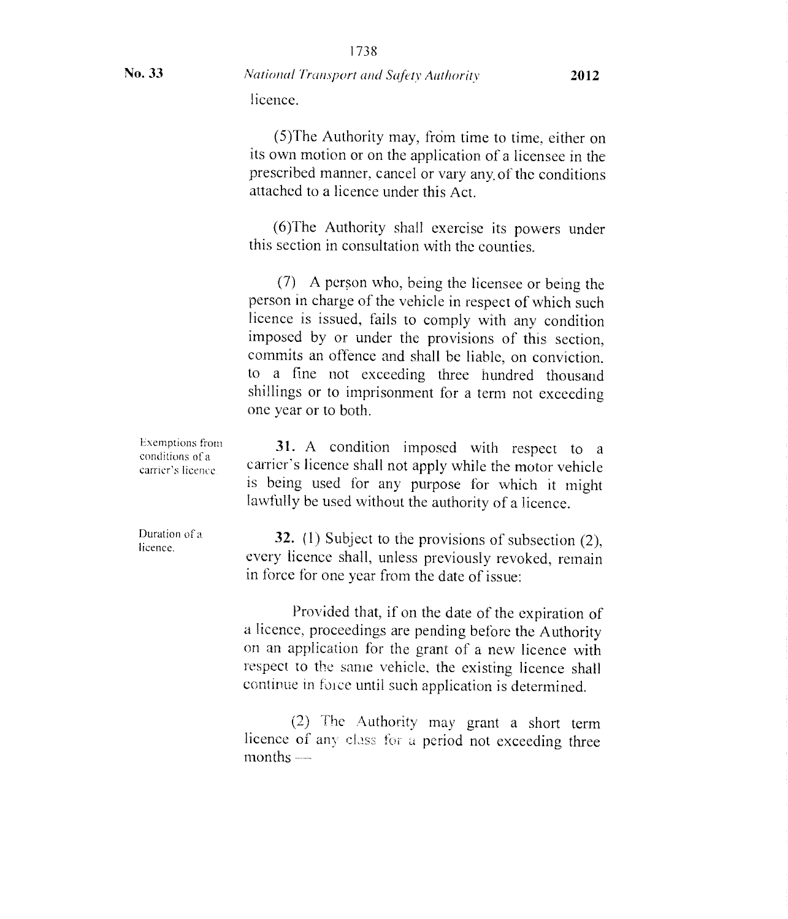licence.

(5)The Authority may, from time to time, either on its own motion or on the application of a licensee in the prescribed manner, cancel or vary any of the conditions attached to a licence under this Act.

(6)The Authority shall exercise its powers under this section in consultation with the counties.

(7) A person who, being the licensee or being the person in charge of the vehicle in respect of which such licence is issued, fails to comply with any condition imposed by or under the provisions of this section, commits an offence and shall be liable, on conviction, to a fine not exceeding three hundred thousand shillings or to imprisonment for a term not exceeding one year or to both.

*Exemptions from conditions of a carrier's licence.*

**31.** A condition imposed with respect to a carrier's licence shall not apply while the motor vehicle is being used for any purpose for which it might lawfully be used without the authority of a licence.

*Duration of a licence.*

**32.** (1) Subject to the provisions of subsection (2), every licence shall, unless previously revoked, remain in force for one year from the date of issue:

Provided that, if on the date of the expiration of a licence, proceedings are pending before the Authority on an application for the grant of a new licence with respect to the same vehicle, the existing licence shall continue in force until such application is determined.

(2) The Authority may grant a short term licence of any class for a period not exceeding three months —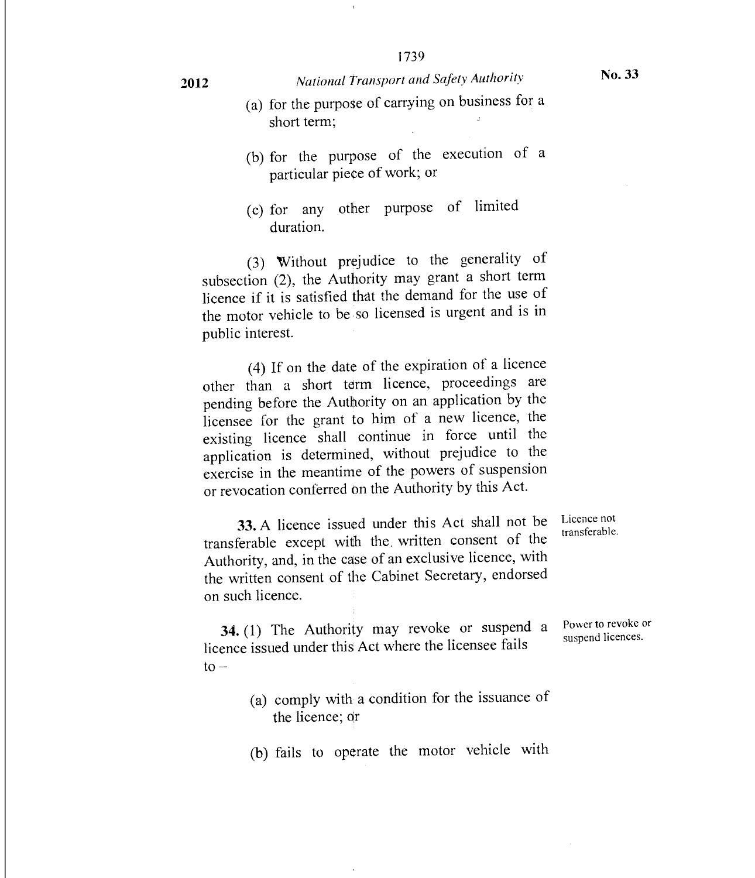(a) for the purpose of carrying on business for a short term;

(b) for the purpose of the execution of a particular piece of work; or

(c) for any other purpose of limited duration.

(3) Without prejudice to the generality of subsection (2), the Authority may grant a short term licence if it is satisfied that the demand for the use of the motor vehicle to be so licensed is urgent and is in public interest.

(4) If on the date of the expiration of a licence other than a short term licence, proceedings are pending before the Authority on an application by the licensee for the grant to him of a new licence, the existing licence shall continue in force until the application is determined, without prejudice to the exercise in the meantime of the powers of suspension or revocation conferred on the Authority by this Act.

Licence not transferable.

**33.** A licence issued under this Act shall not be transferable except with the written consent of the Authority, and, in the case of an exclusive licence, with the written consent of the Cabinet Secretary, endorsed on such licence.

Power to revoke or suspend licences.

**34.** (1) The Authority may revoke or suspend a licence issued under this Act where the licensee fails to –

(a) comply with a condition for the issuance of the licence; or

(b) fails to operate the motor vehicle with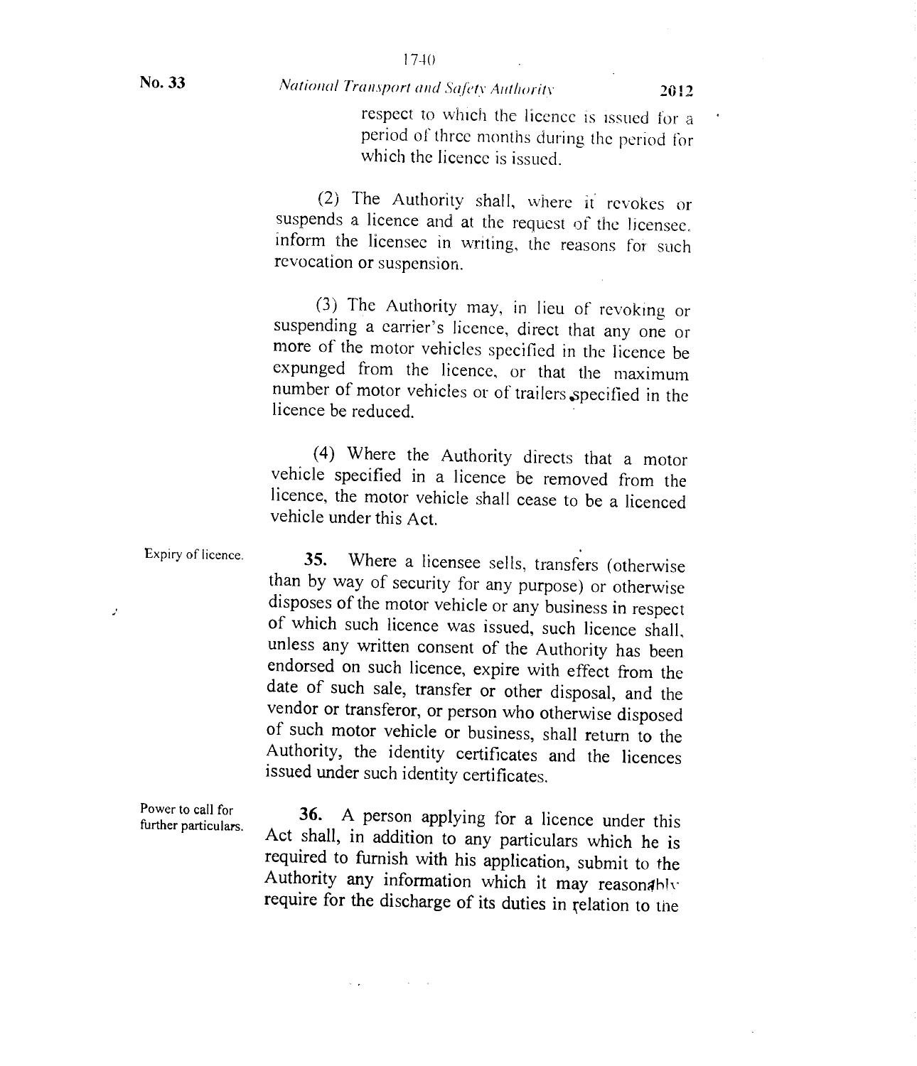respect to which the licence is issued for a period of three months during the period for which the licence is issued.

(2) The Authority shall, where it revokes or suspends a licence and at the request of the licensee, inform the licensee in writing, the reasons for such revocation or suspension.

(3) The Authority may, in lieu of revoking or suspending a carrier's licence, direct that any one or more of the motor vehicles specified in the licence be expunged from the licence, or that the maximum number of motor vehicles or of trailers specified in the licence be reduced.

(4) Where the Authority directs that a motor vehicle specified in a licence be removed from the licence, the motor vehicle shall cease to be a licenced vehicle under this Act.

Expiry of licence.

**35.** Where a licensee sells, transfers (otherwise than by way of security for any purpose) or otherwise disposes of the motor vehicle or any business in respect of which such licence was issued, such licence shall, unless any written consent of the Authority has been endorsed on such licence, expire with effect from the date of such sale, transfer or other disposal, and the vendor or transferor, or person who otherwise disposed of such motor vehicle or business, shall return to the Authority, the identity certificates and the licences issued under such identity certificates.

Power to call for further particulars.

**36.** A person applying for a licence under this Act shall, in addition to any particulars which he is required to furnish with his application, submit to the Authority any information which it may reasonably require for the discharge of its duties in relation to the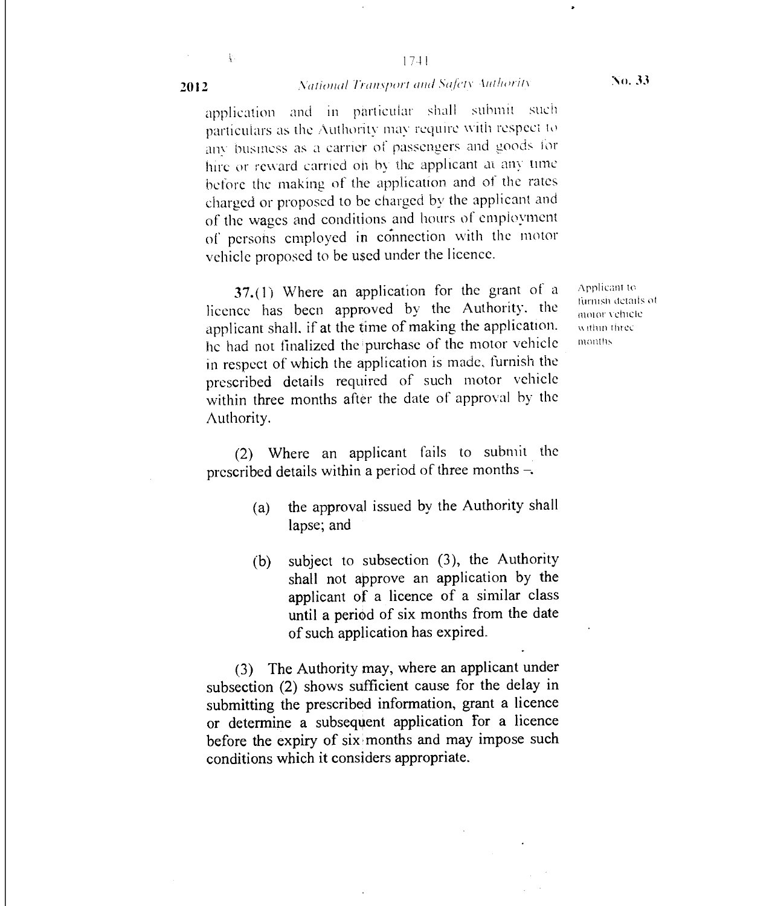application and in particular shall submit such particulars as the Authority may require with respect to any business as a carrier of passengers and goods for hire or reward carried on by the applicant at any time before the making of the application and of the rates charged or proposed to be charged by the applicant and of the wages and conditions and hours of employment of persons employed in connection with the motor vehicle proposed to be used under the licence.

*Applicant to furnish details of motor vehicle within three months*

**37.**(1) Where an application for the grant of a licence has been approved by the Authority, the applicant shall, if at the time of making the application, he had not finalized the purchase of the motor vehicle in respect of which the application is made, furnish the prescribed details required of such motor vehicle within three months after the date of approval by the Authority.

(2) Where an applicant fails to submit the prescribed details within a period of three months –

(a) the approval issued by the Authority shall lapse; and

(b) subject to subsection (3), the Authority shall not approve an application by the applicant of a licence of a similar class until a period of six months from the date of such application has expired.

(3) The Authority may, where an applicant under subsection (2) shows sufficient cause for the delay in submitting the prescribed information, grant a licence or determine a subsequent application for a licence before the expiry of six months and may impose such conditions which it considers appropriate.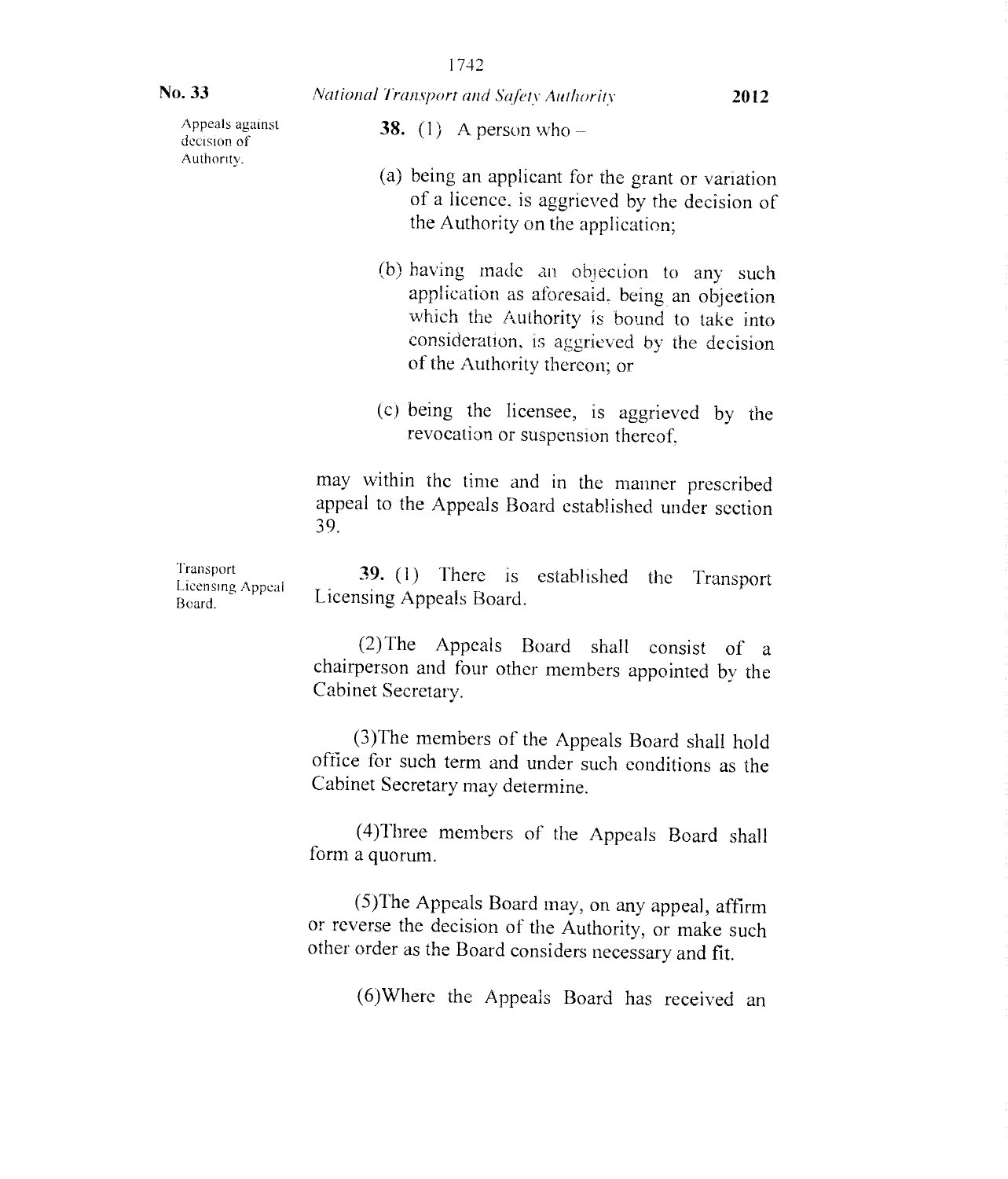**Appeals against decision of Authority.**

**38.** (1) A person who –

(a) being an applicant for the grant or variation of a licence, is aggrieved by the decision of the Authority on the application;

(b) having made an objection to any such application as aforesaid, being an objection which the Authority is bound to take into consideration, is aggrieved by the decision of the Authority thereon; or

(c) being the licensee, is aggrieved by the revocation or suspension thereof,

may within the time and in the manner prescribed appeal to the Appeals Board established under section 39.

**Transport Licensing Appeal Board.**

**39.** (1) There is established the Transport Licensing Appeals Board.

(2) The Appeals Board shall consist of a chairperson and four other members appointed by the Cabinet Secretary.

(3) The members of the Appeals Board shall hold office for such term and under such conditions as the Cabinet Secretary may determine.

(4) Three members of the Appeals Board shall form a quorum.

(5) The Appeals Board may, on any appeal, affirm or reverse the decision of the Authority, or make such other order as the Board considers necessary and fit.

(6) Where the Appeals Board has received an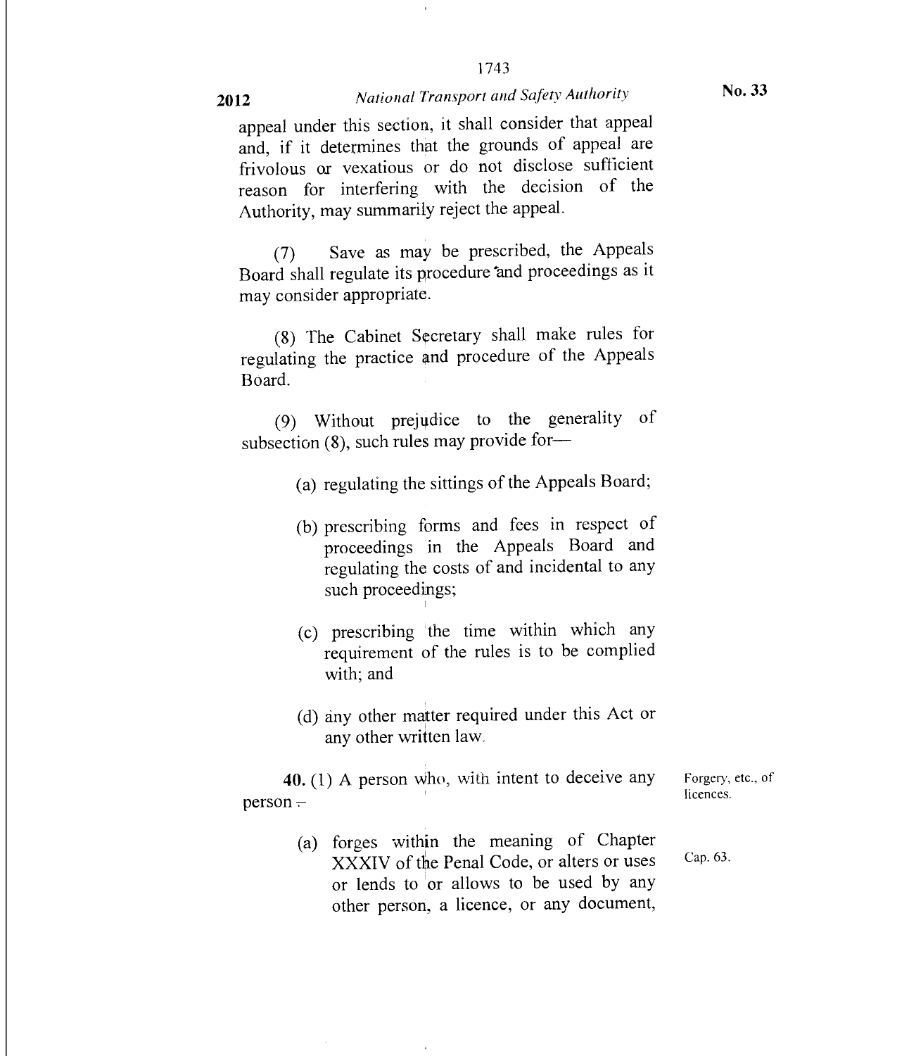appeal under this section, it shall consider that appeal and, if it determines that the grounds of appeal are frivolous or vexatious or do not disclose sufficient reason for interfering with the decision of the Authority, may summarily reject the appeal.

(7) Save as may be prescribed, the Appeals Board shall regulate its procedure and proceedings as it may consider appropriate.

(8) The Cabinet Secretary shall make rules for regulating the practice and procedure of the Appeals Board.

(9) Without prejudice to the generality of subsection (8), such rules may provide for—

(a) regulating the sittings of the Appeals Board;

(b) prescribing forms and fees in respect of proceedings in the Appeals Board and regulating the costs of and incidental to any such proceedings;

(c) prescribing the time within which any requirement of the rules is to be complied with; and

(d) any other matter required under this Act or any other written law.

Forgery, etc., of licences.

**40.** (1) A person who, with intent to deceive any person –

Cap. 63.

(a) forges within the meaning of Chapter XXXIV of the Penal Code, or alters or uses or lends to or allows to be used by any other person, a licence, or any document,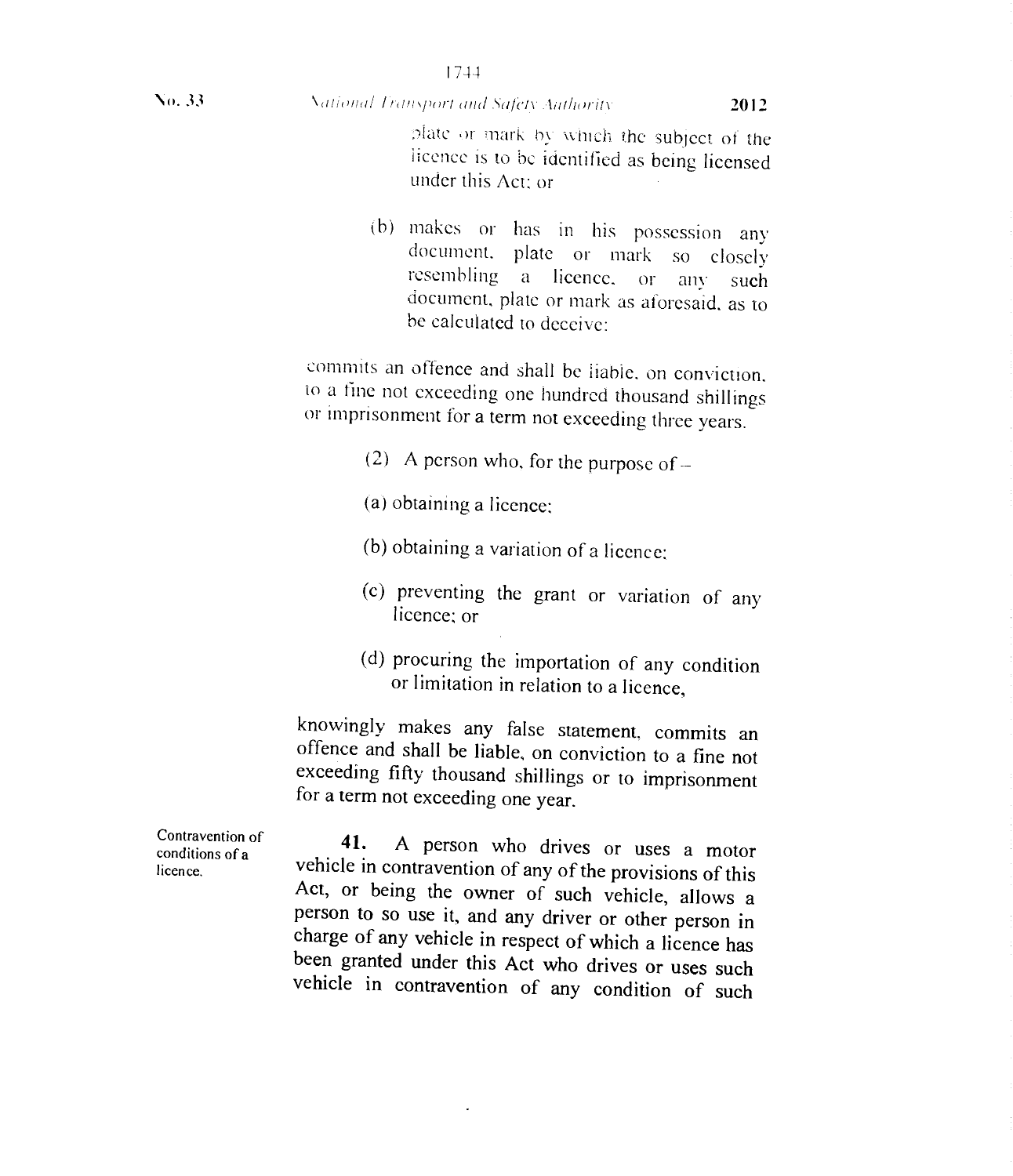plate or mark by which the subject of the licence is to be identified as being licensed under this Act; or

(b) makes or has in his possession any document, plate or mark so closely resembling a licence, or any such document, plate or mark as aforesaid, as to be calculated to deceive:

commits an offence and shall be liable, on conviction, to a fine not exceeding one hundred thousand shillings or imprisonment for a term not exceeding three years.

(2) A person who, for the purpose of –

(a) obtaining a licence;

(b) obtaining a variation of a licence;

(c) preventing the grant or variation of any licence; or

(d) procuring the importation of any condition or limitation in relation to a licence,

knowingly makes any false statement, commits an offence and shall be liable, on conviction to a fine not exceeding fifty thousand shillings or to imprisonment for a term not exceeding one year.

Contravention of conditions of a licence.

**41.** A person who drives or uses a motor vehicle in contravention of any of the provisions of this Act, or being the owner of such vehicle, allows a person to so use it, and any driver or other person in charge of any vehicle in respect of which a licence has been granted under this Act who drives or uses such vehicle in contravention of any condition of such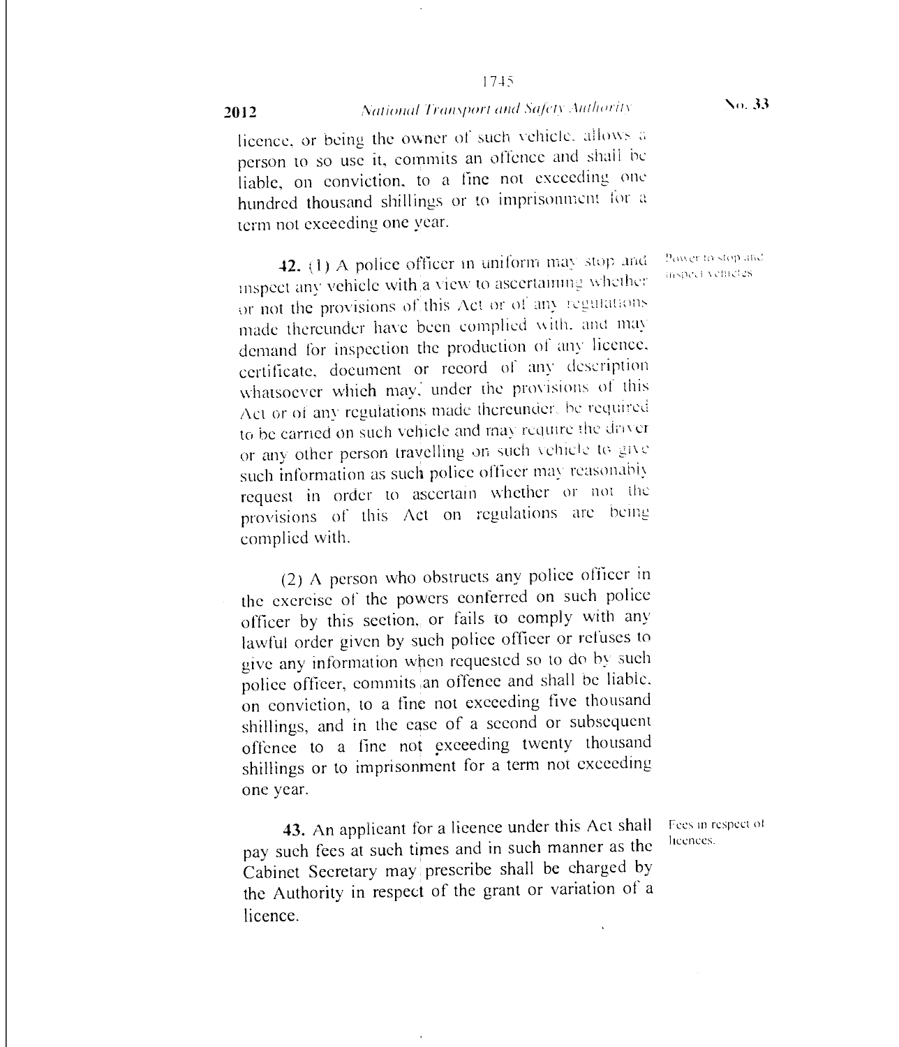licence, or being the owner of such vehicle, allows a person to so use it, commits an offence and shall be liable, on conviction, to a fine not exceeding one hundred thousand shillings or to imprisonment for a term not exceeding one year.

Power to stop and inspect vehicles.

**42.** (1) A police officer in uniform may stop and inspect any vehicle with a view to ascertaining whether or not the provisions of this Act or of any regulations made thereunder have been complied with, and may demand for inspection the production of any licence, certificate, document or record of any description whatsoever which may, under the provisions of this Act or of any regulations made thereunder, be required to be carried on such vehicle and may require the driver or any other person travelling on such vehicle to give such information as such police officer may reasonably request in order to ascertain whether or not the provisions of this Act on regulations are being complied with.

(2) A person who obstructs any police officer in the exercise of the powers conferred on such police officer by this section, or fails to comply with any lawful order given by such police officer or refuses to give any information when requested so to do by such police officer, commits an offence and shall be liable, on conviction, to a fine not exceeding five thousand shillings, and in the case of a second or subsequent offence to a fine not exceeding twenty thousand shillings or to imprisonment for a term not exceeding one year.

Fees in respect of licences.

**43.** An applicant for a licence under this Act shall pay such fees at such times and in such manner as the Cabinet Secretary may prescribe shall be charged by the Authority in respect of the grant or variation of a licence.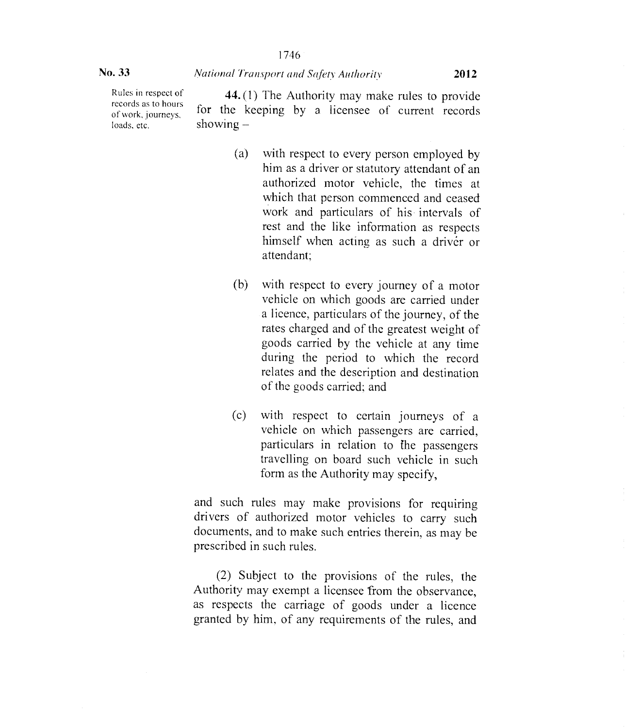Rules in respect of records as to hours of work, journeys, loads, etc.

**44.** (1) The Authority may make rules to provide for the keeping by a licensee of current records showing –

(a) with respect to every person employed by him as a driver or statutory attendant of an authorized motor vehicle, the times at which that person commenced and ceased work and particulars of his intervals of rest and the like information as respects himself when acting as such a driver or attendant;

(b) with respect to every journey of a motor vehicle on which goods are carried under a licence, particulars of the journey, of the rates charged and of the greatest weight of goods carried by the vehicle at any time during the period to which the record relates and the description and destination of the goods carried; and

(c) with respect to certain journeys of a vehicle on which passengers are carried, particulars in relation to the passengers travelling on board such vehicle in such form as the Authority may specify,

and such rules may make provisions for requiring drivers of authorized motor vehicles to carry such documents, and to make such entries therein, as may be prescribed in such rules.

(2) Subject to the provisions of the rules, the Authority may exempt a licensee from the observance, as respects the carriage of goods under a licence granted by him, of any requirements of the rules, and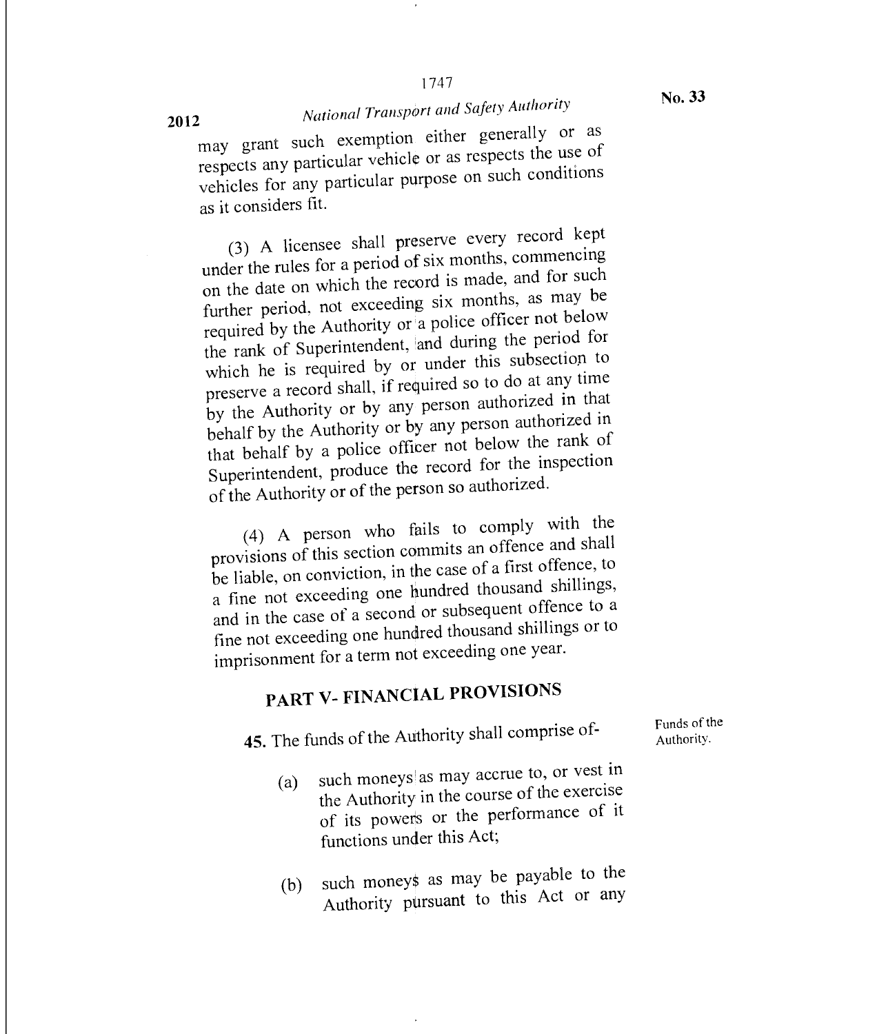may grant such exemption either generally or as respects any particular vehicle or as respects the use of vehicles for any particular purpose on such conditions as it considers fit.

(3) A licensee shall preserve every record kept under the rules for a period of six months, commencing on the date on which the record is made, and for such further period, not exceeding six months, as may be required by the Authority or a police officer not below the rank of Superintendent, and during the period for which he is required by or under this subsection to preserve a record shall, if required so to do at any time by the Authority or by any person authorized in that behalf by the Authority or by any person authorized in that behalf by a police officer not below the rank of Superintendent, produce the record for the inspection of the Authority or of the person so authorized.

(4) A person who fails to comply with the provisions of this section commits an offence and shall be liable, on conviction, in the case of a first offence, to a fine not exceeding one hundred thousand shillings, and in the case of a second or subsequent offence to a fine not exceeding one hundred thousand shillings or to imprisonment for a term not exceeding one year.

## PART V- FINANCIAL PROVISIONS

Funds of the Authority.

**45.** The funds of the Authority shall comprise of-

(a) such moneys as may accrue to, or vest in the Authority in the course of the exercise of its powers or the performance of it functions under this Act;

(b) such moneys as may be payable to the Authority pursuant to this Act or any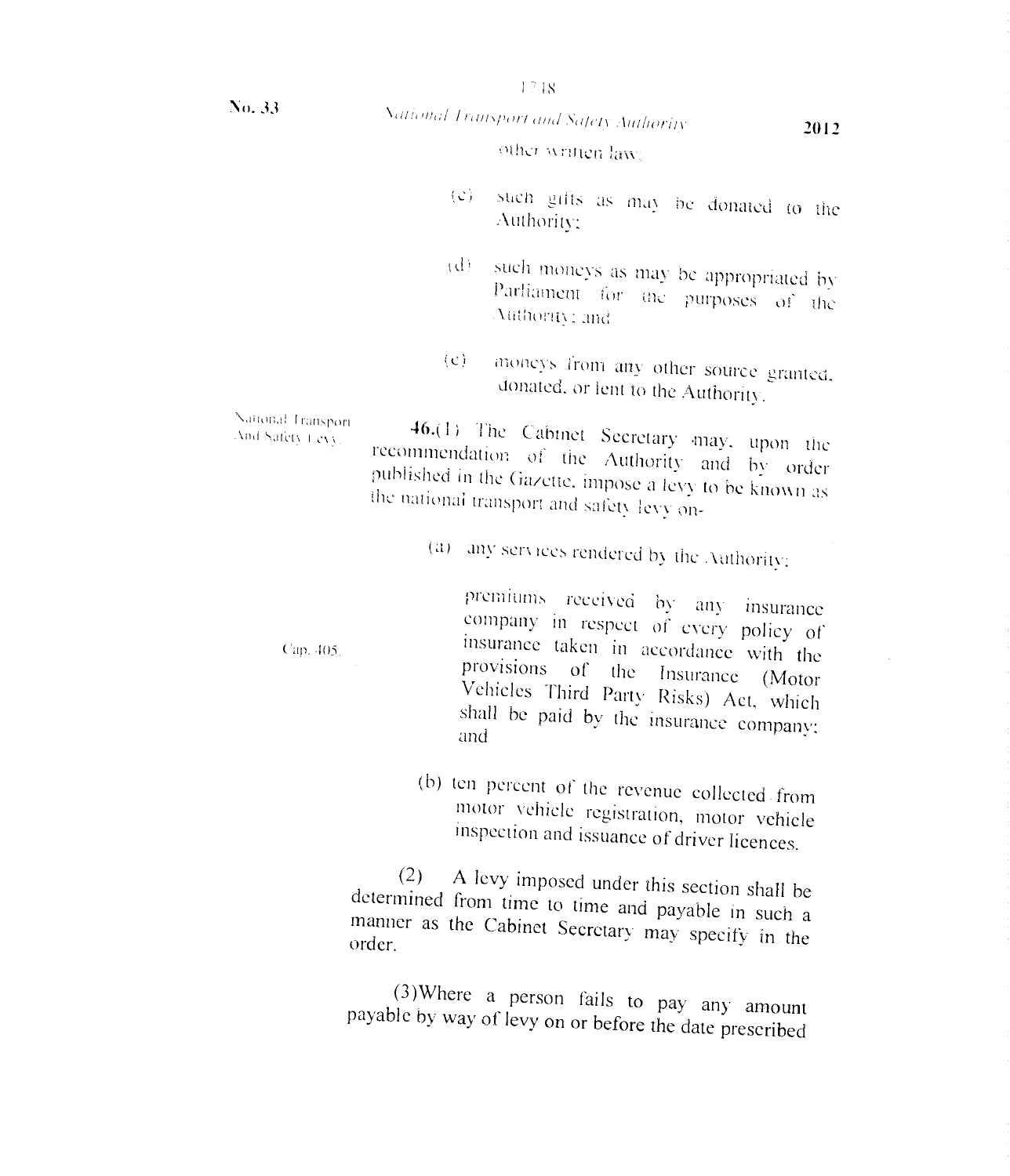other written law;

(c) such gifts as may be donated to the Authority;

(d) such moneys as may be appropriated by Parliament for the purposes of the Authority; and

(e) moneys from any other source granted, donated, or lent to the Authority.

National Transport And Safety Levy.

**46.**(1) The Cabinet Secretary may, upon the recommendation of the Authority and by order published in the Gazette, impose a levy to be known as the national transport and safety levy on-

(a) any services rendered by the Authority;

Cap. 405.

premiums received by any insurance company in respect of every policy of insurance taken in accordance with the provisions of the Insurance (Motor Vehicles Third Party Risks) Act, which shall be paid by the insurance company; and

(b) ten percent of the revenue collected from motor vehicle registration, motor vehicle inspection and issuance of driver licences.

(2) A levy imposed under this section shall be determined from time to time and payable in such a manner as the Cabinet Secretary may specify in the order.

(3)Where a person fails to pay any amount payable by way of levy on or before the date prescribed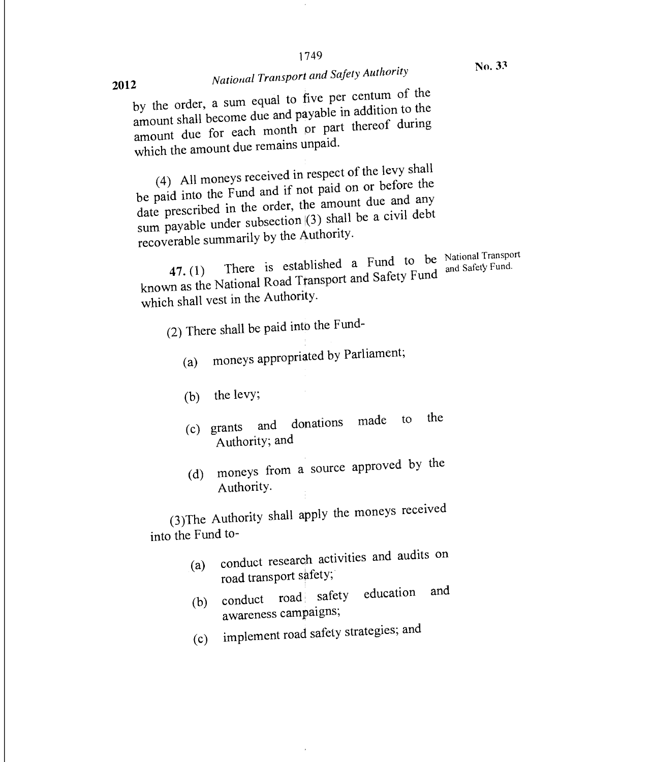by the order, a sum equal to five per centum of the amount shall become due and payable in addition to the amount due for each month or part thereof during which the amount due remains unpaid.

(4) All moneys received in respect of the levy shall be paid into the Fund and if not paid on or before the date prescribed in the order, the amount due and any sum payable under subsection (3) shall be a civil debt recoverable summarily by the Authority.

National Transport and Safety Fund.

**47.** (1) There is established a Fund to be known as the National Road Transport and Safety Fund which shall vest in the Authority.

(2) There shall be paid into the Fund-

(a) moneys appropriated by Parliament;

(b) the levy;

(c) grants and donations made to the Authority; and

(d) moneys from a source approved by the Authority.

(3) The Authority shall apply the moneys received into the Fund to-

(a) conduct research activities and audits on road transport safety;

(b) conduct road safety education and awareness campaigns;

(c) implement road safety strategies; and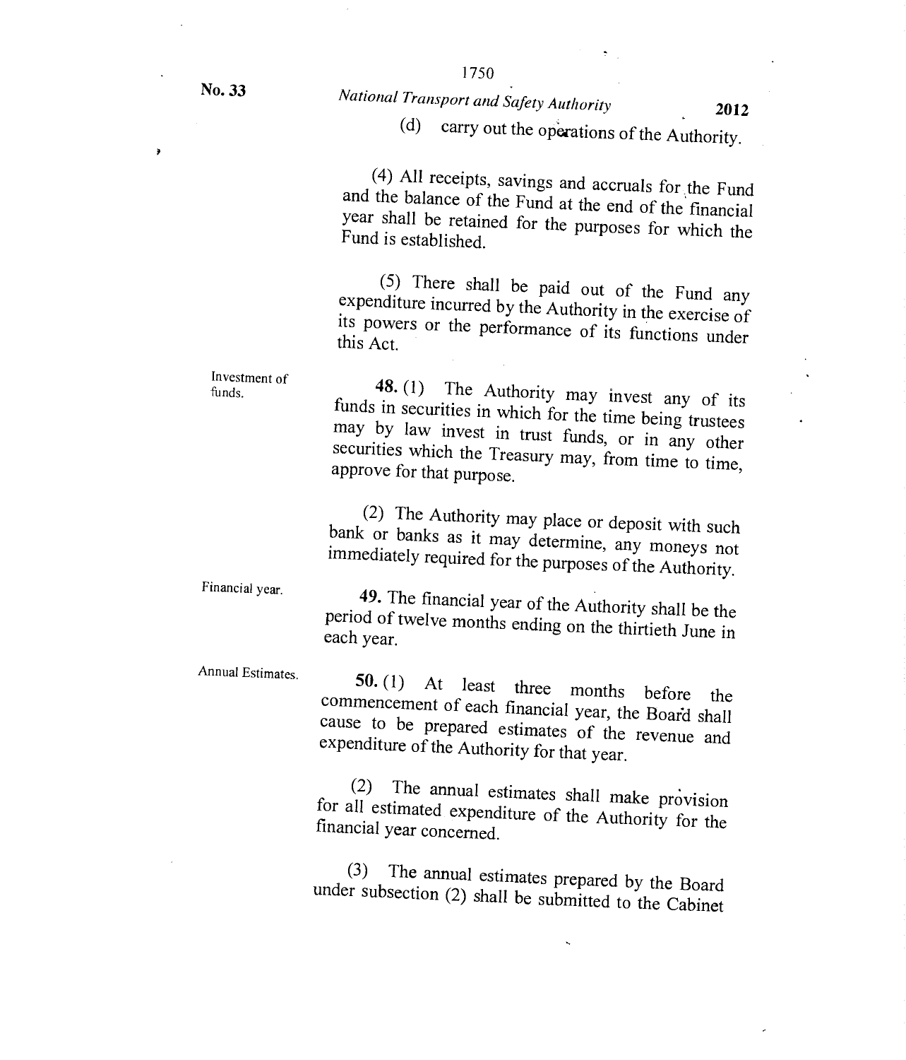(d) carry out the operations of the Authority.

(4) All receipts, savings and accruals for the Fund and the balance of the Fund at the end of the financial year shall be retained for the purposes for which the Fund is established.

(5) There shall be paid out of the Fund any expenditure incurred by the Authority in the exercise of its powers or the performance of its functions under this Act.

Investment of funds.

**48.** (1) The Authority may invest any of its funds in securities in which for the time being trustees may by law invest in trust funds, or in any other securities which the Treasury may, from time to time, approve for that purpose.

(2) The Authority may place or deposit with such bank or banks as it may determine, any moneys not immediately required for the purposes of the Authority.

Financial year.

**49.** The financial year of the Authority shall be the period of twelve months ending on the thirtieth June in each year.

Annual Estimates.

**50.** (1) At least three months before the commencement of each financial year, the Board shall cause to be prepared estimates of the revenue and expenditure of the Authority for that year.

(2) The annual estimates shall make provision for all estimated expenditure of the Authority for the financial year concerned.

(3) The annual estimates prepared by the Board under subsection (2) shall be submitted to the Cabinet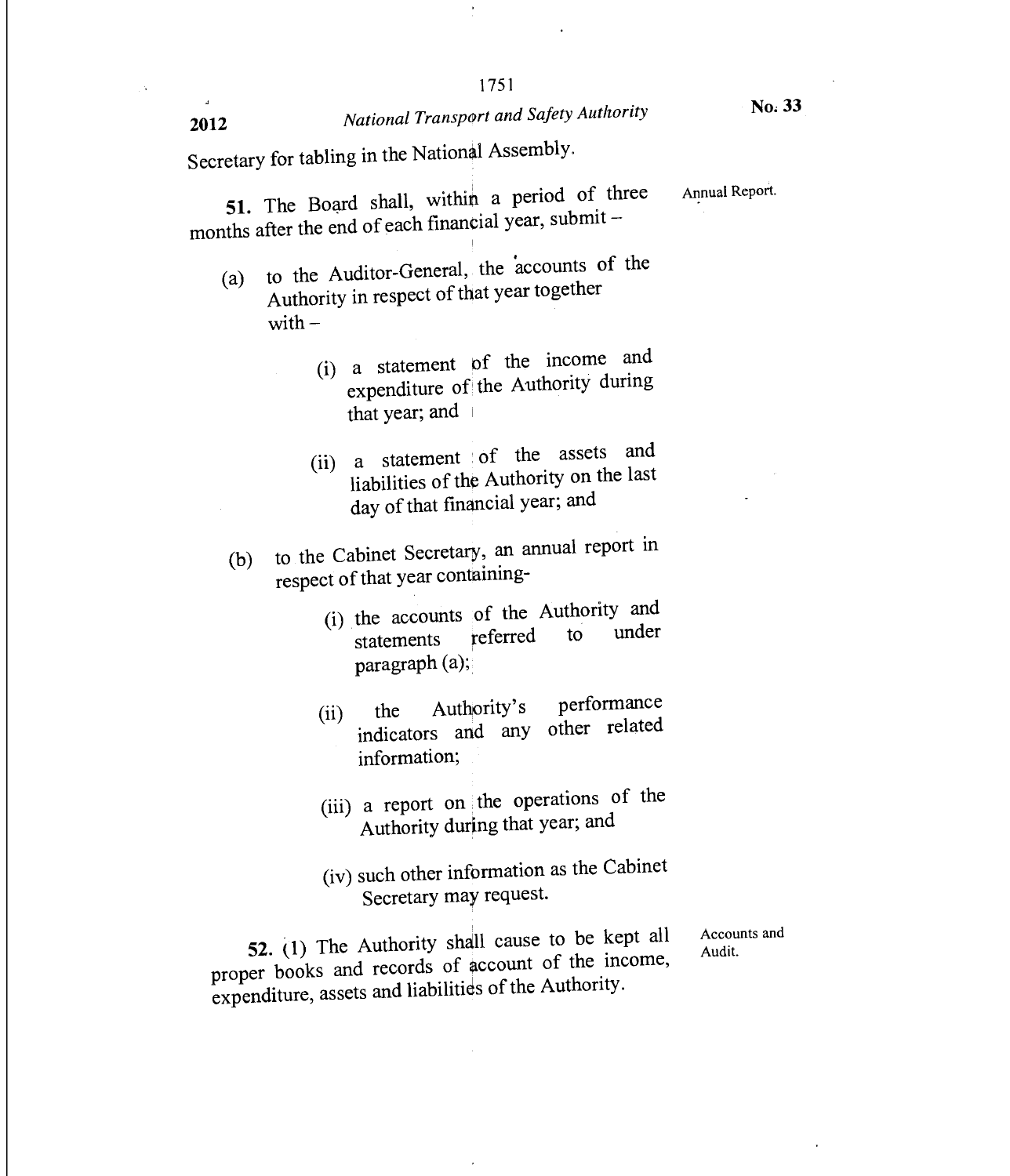Secretary for tabling in the National Assembly.

**51.** The Board shall, within a period of three months after the end of each financial year, submit –

Annual Report.

(a) to the Auditor-General, the accounts of the Authority in respect of that year together with –

(i) a statement of the income and expenditure of the Authority during that year; and

(ii) a statement of the assets and liabilities of the Authority on the last day of that financial year; and

(b) to the Cabinet Secretary, an annual report in respect of that year containing-

(i) the accounts of the Authority and statements referred to under paragraph (a);

(ii) the Authority's performance indicators and any other related information;

(iii) a report on the operations of the Authority during that year; and

(iv) such other information as the Cabinet Secretary may request.

**52.** (1) The Authority shall cause to be kept all proper books and records of account of the income, expenditure, assets and liabilities of the Authority.

Accounts and Audit.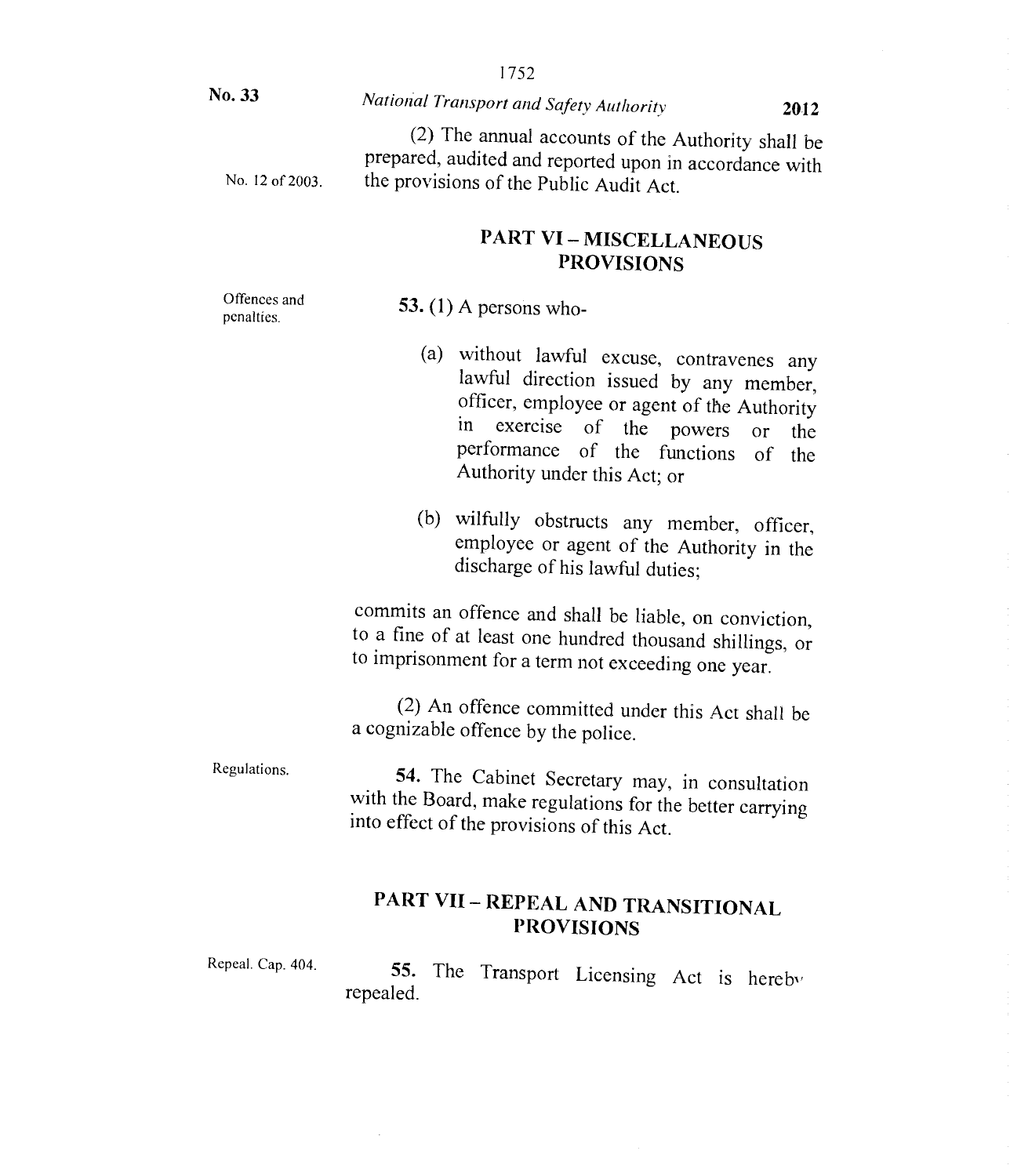(2) The annual accounts of the Authority shall be prepared, audited and reported upon in accordance with the provisions of the Public Audit Act.

No. 12 of 2003.

## PART VI – MISCELLANEOUS PROVISIONS

Offences and penalties.

**53.** (1) A persons who-

(a) without lawful excuse, contravenes any lawful direction issued by any member, officer, employee or agent of the Authority in exercise of the powers or the performance of the functions of the Authority under this Act; or

(b) wilfully obstructs any member, officer, employee or agent of the Authority in the discharge of his lawful duties;

commits an offence and shall be liable, on conviction, to a fine of at least one hundred thousand shillings, or to imprisonment for a term not exceeding one year.

(2) An offence committed under this Act shall be a cognizable offence by the police.

Regulations.

**54.** The Cabinet Secretary may, in consultation with the Board, make regulations for the better carrying into effect of the provisions of this Act.

## PART VII – REPEAL AND TRANSITIONAL PROVISIONS

Repeal. Cap. 404.

**55.** The Transport Licensing Act is hereby repealed.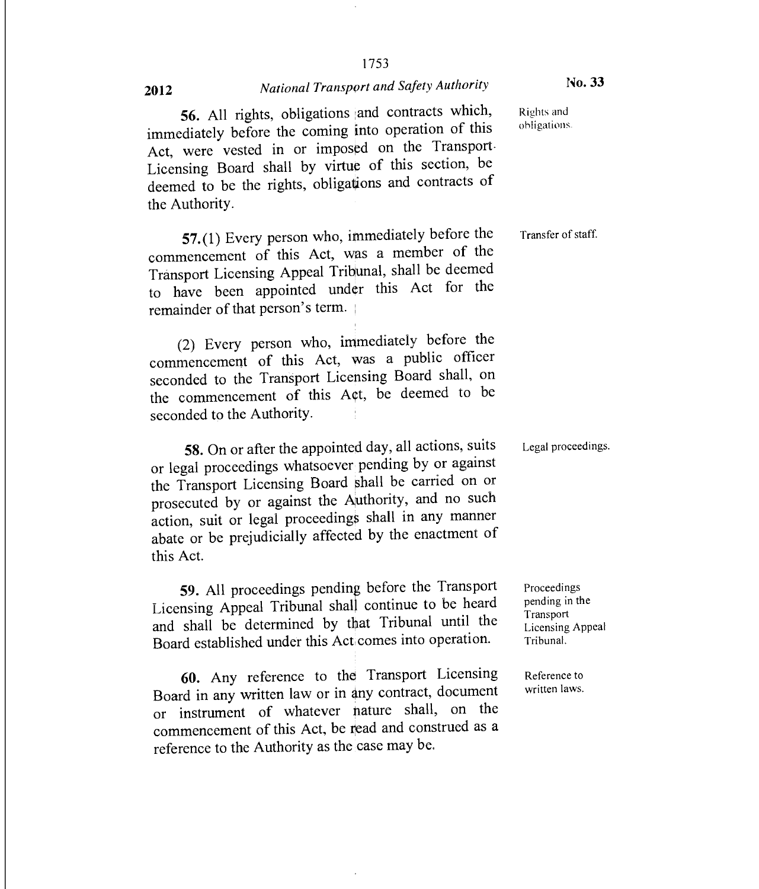**56.** All rights, obligations and contracts which, immediately before the coming into operation of this Act, were vested in or imposed on the Transport Licensing Board shall by virtue of this section, be deemed to be the rights, obligations and contracts of the Authority.

Rights and obligations.

**57.**(1) Every person who, immediately before the commencement of this Act, was a member of the Transport Licensing Appeal Tribunal, shall be deemed to have been appointed under this Act for the remainder of that person's term.

Transfer of staff.

(2) Every person who, immediately before the commencement of this Act, was a public officer seconded to the Transport Licensing Board shall, on the commencement of this Act, be deemed to be seconded to the Authority.

**58.** On or after the appointed day, all actions, suits or legal proceedings whatsoever pending by or against the Transport Licensing Board shall be carried on or prosecuted by or against the Authority, and no such action, suit or legal proceedings shall in any manner abate or be prejudicially affected by the enactment of this Act.

Legal proceedings.

**59.** All proceedings pending before the Transport Licensing Appeal Tribunal shall continue to be heard and shall be determined by that Tribunal until the Board established under this Act comes into operation.

Proceedings pending in the Transport Licensing Appeal Tribunal.

**60.** Any reference to the Transport Licensing Board in any written law or in any contract, document or instrument of whatever nature shall, on the commencement of this Act, be read and construed as a reference to the Authority as the case may be.

Reference to written laws.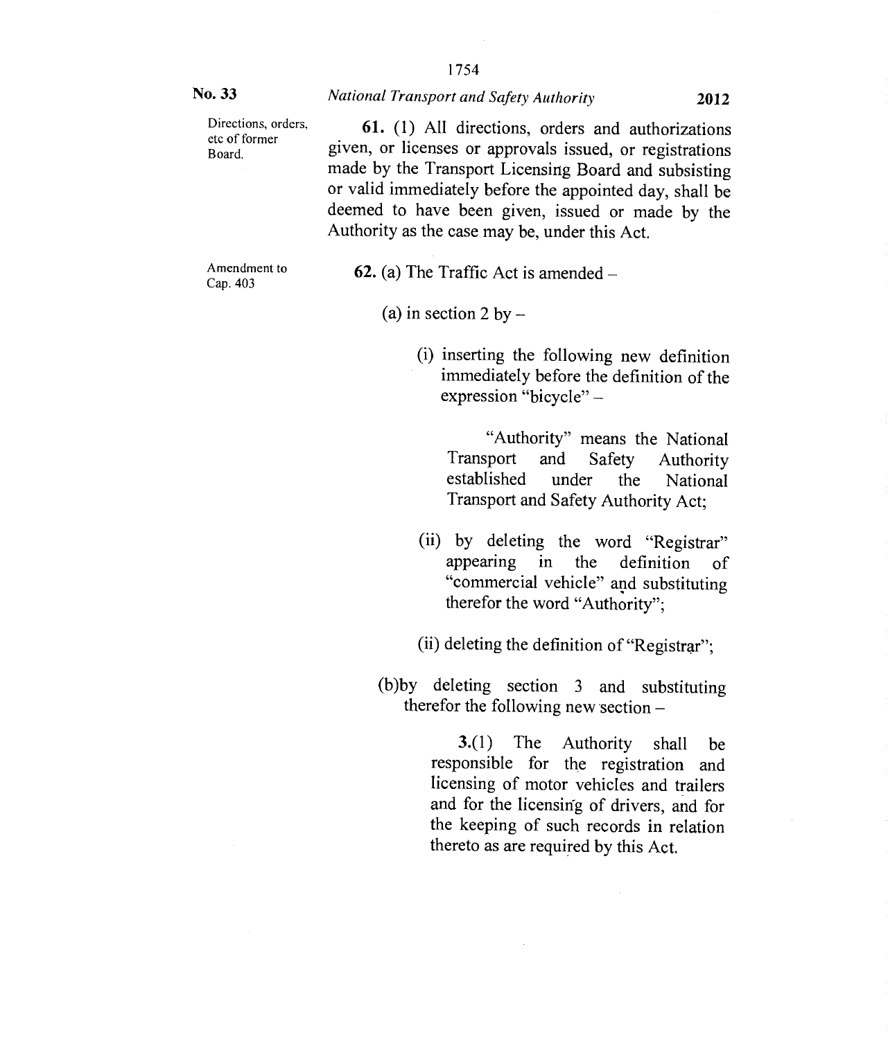Directions, orders, etc of former Board.

**61.** (1) All directions, orders and authorizations given, or licenses or approvals issued, or registrations made by the Transport Licensing Board and subsisting or valid immediately before the appointed day, shall be deemed to have been given, issued or made by the Authority as the case may be, under this Act.

Amendment to Cap. 403

**62.** (a) The Traffic Act is amended –

(a) in section 2 by –

(i) inserting the following new definition immediately before the definition of the expression "bicycle" –

"Authority" means the National Transport and Safety Authority established under the National Transport and Safety Authority Act;

(ii) by deleting the word "Registrar" appearing in the definition of "commercial vehicle" and substituting therefor the word "Authority";

(ii) deleting the definition of "Registrar";

(b)by deleting section 3 and substituting therefor the following new section –

**3.**(1) The Authority shall be responsible for the registration and licensing of motor vehicles and trailers and for the licensing of drivers, and for the keeping of such records in relation thereto as are required by this Act.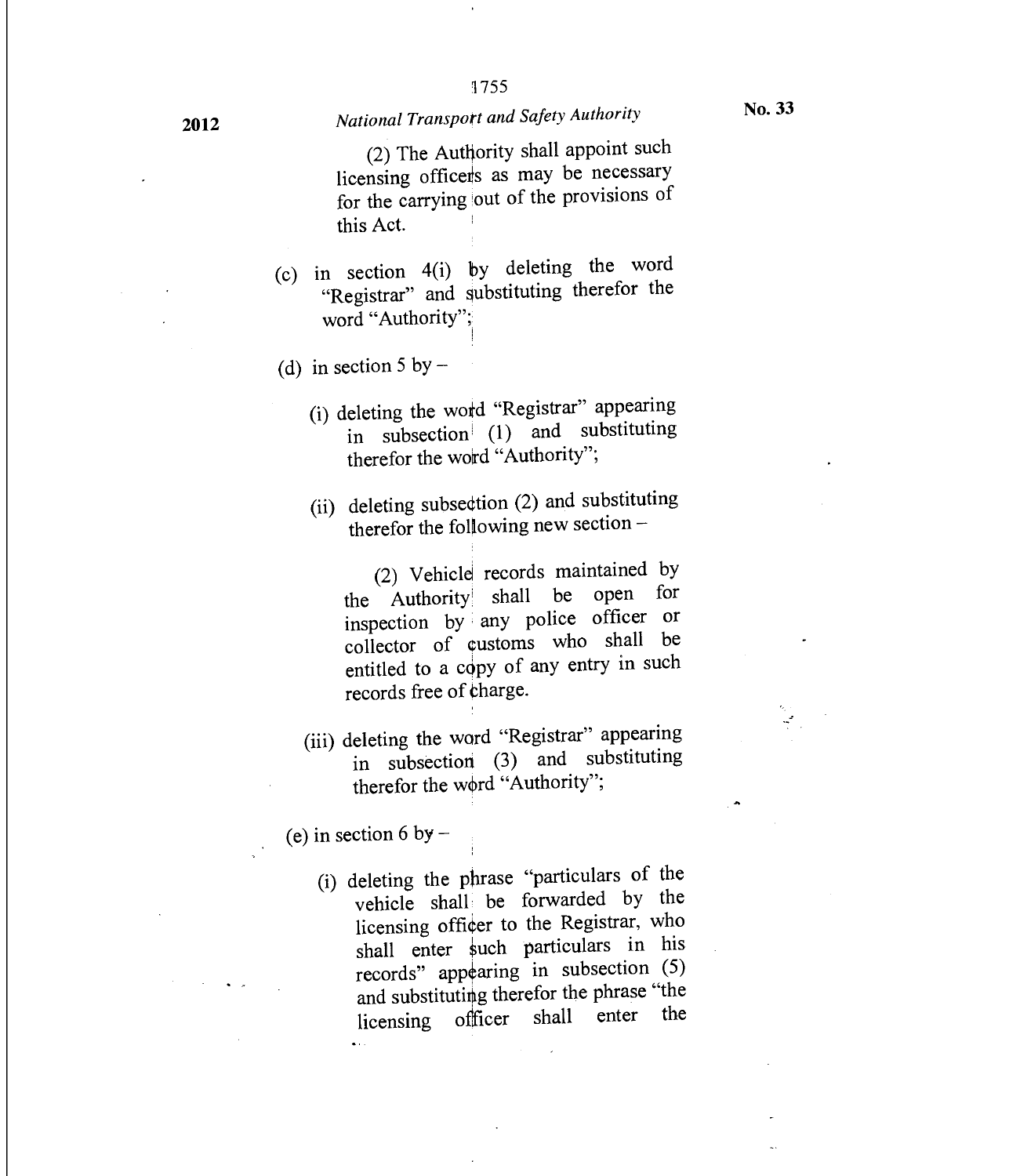(2) The Authority shall appoint such licensing officers as may be necessary for the carrying out of the provisions of this Act.

(c) in section 4(i) by deleting the word "Registrar" and substituting therefor the word "Authority";

(d) in section 5 by –

(i) deleting the word "Registrar" appearing in subsection (1) and substituting therefor the word "Authority";

(ii) deleting subsection (2) and substituting therefor the following new section –

(2) Vehicle records maintained by the Authority shall be open for inspection by any police officer or collector of customs who shall be entitled to a copy of any entry in such records free of charge.

(iii) deleting the word "Registrar" appearing in subsection (3) and substituting therefor the word "Authority";

(e) in section 6 by –

(i) deleting the phrase "particulars of the vehicle shall be forwarded by the licensing officer to the Registrar, who shall enter such particulars in his records" appearing in subsection (5) and substituting therefor the phrase "the licensing officer shall enter the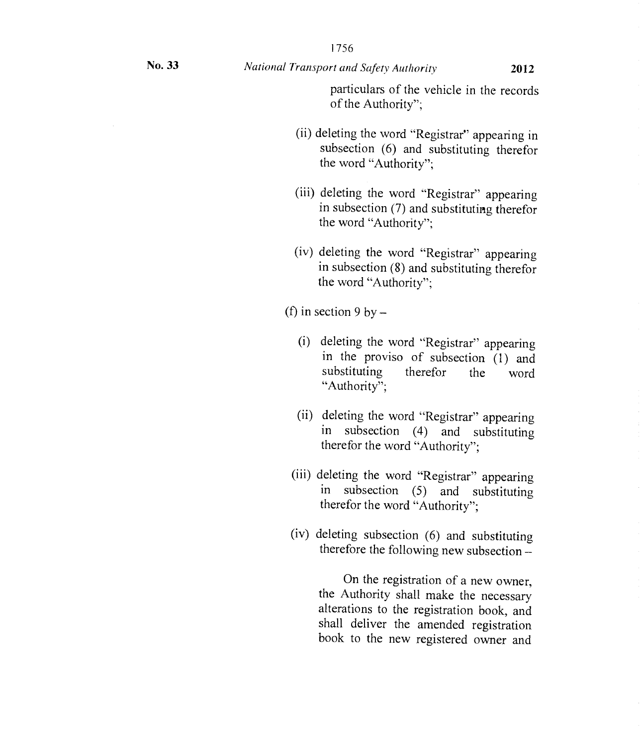particulars of the vehicle in the records of the Authority";

(ii) deleting the word "Registrar" appearing in subsection (6) and substituting therefor the word "Authority";

(iii) deleting the word "Registrar" appearing in subsection (7) and substituting therefor the word "Authority";

(iv) deleting the word "Registrar" appearing in subsection (8) and substituting therefor the word "Authority";

(f) in section 9 by –

(i) deleting the word "Registrar" appearing in the proviso of subsection (1) and substituting therefor the word "Authority";

(ii) deleting the word "Registrar" appearing in subsection (4) and substituting therefor the word "Authority";

(iii) deleting the word "Registrar" appearing in subsection (5) and substituting therefor the word "Authority";

(iv) deleting subsection (6) and substituting therefore the following new subsection –

On the registration of a new owner, the Authority shall make the necessary alterations to the registration book, and shall deliver the amended registration book to the new registered owner and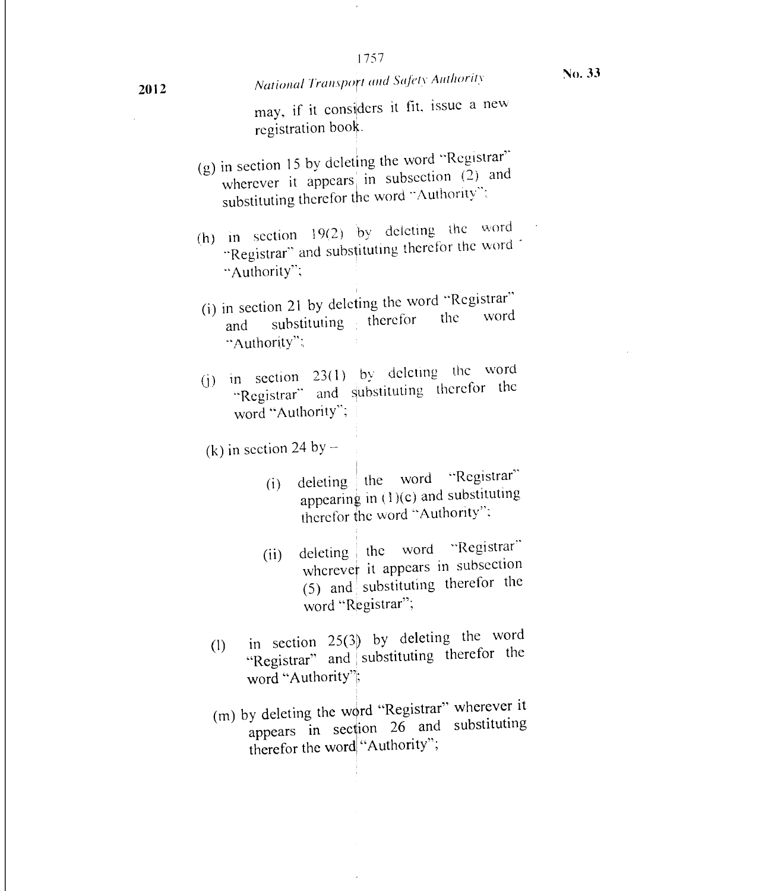may, if it considers it fit, issue a new registration book.

(g) in section 15 by deleting the word "Registrar" wherever it appears in subsection (2) and substituting therefor the word "Authority";

(h) in section 19(2) by deleting the word "Registrar" and substituting therefor the word "Authority";

(i) in section 21 by deleting the word "Registrar" and substituting therefor the word "Authority";

(j) in section 23(1) by deleting the word "Registrar" and substituting therefor the word "Authority";

(k) in section 24 by –

> (i) deleting the word "Registrar" appearing in (1)(c) and substituting therefor the word "Authority";
>
> (ii) deleting the word "Registrar" wherever it appears in subsection (5) and substituting therefor the word "Registrar";

(l) in section 25(3) by deleting the word "Registrar" and substituting therefor the word "Authority";

(m) by deleting the word "Registrar" wherever it appears in section 26 and substituting therefor the word "Authority";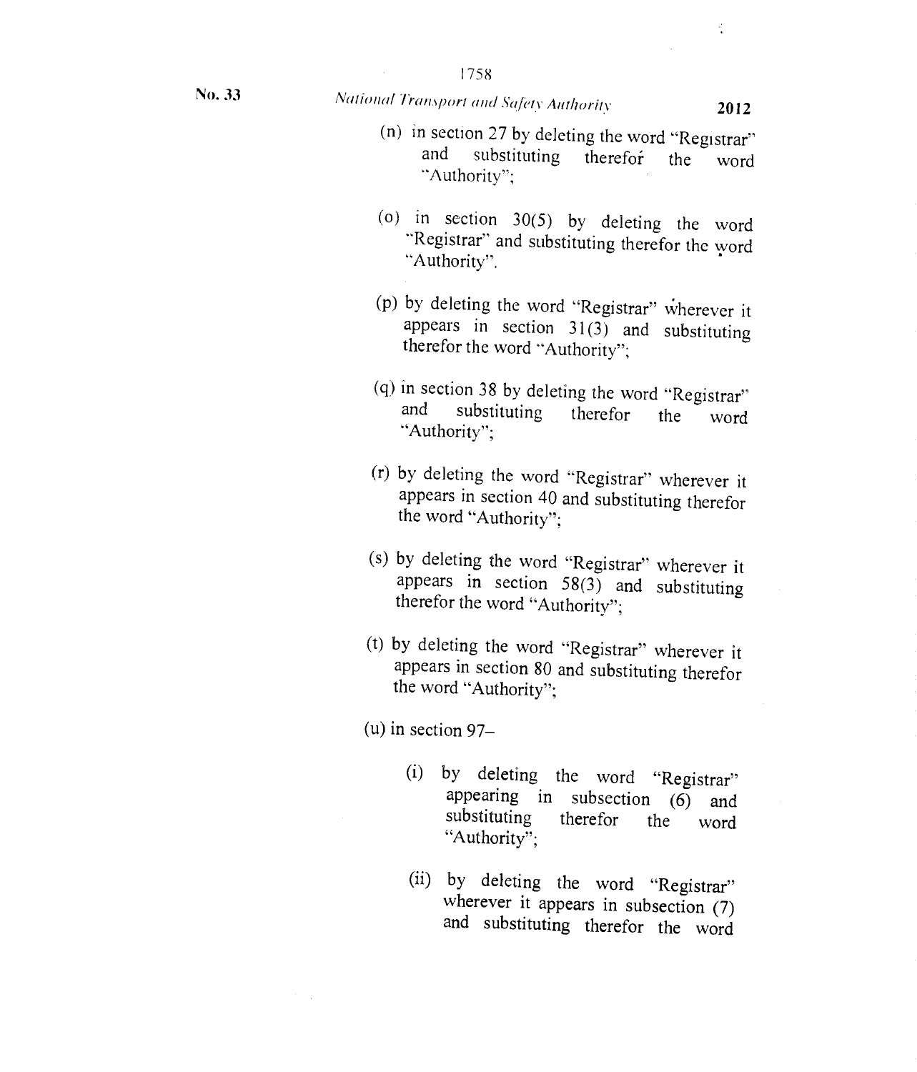(n) in section 27 by deleting the word "Registrar" and substituting therefor the word "Authority";

(o) in section 30(5) by deleting the word "Registrar" and substituting therefor the word "Authority".

(p) by deleting the word "Registrar" wherever it appears in section 31(3) and substituting therefor the word "Authority";

(q) in section 38 by deleting the word "Registrar" and substituting therefor the word "Authority";

(r) by deleting the word "Registrar" wherever it appears in section 40 and substituting therefor the word "Authority";

(s) by deleting the word "Registrar" wherever it appears in section 58(3) and substituting therefor the word "Authority";

(t) by deleting the word "Registrar" wherever it appears in section 80 and substituting therefor the word "Authority";

(u) in section 97–

(i) by deleting the word "Registrar" appearing in subsection (6) and substituting therefor the word "Authority";

(ii) by deleting the word "Registrar" wherever it appears in subsection (7) and substituting therefor the word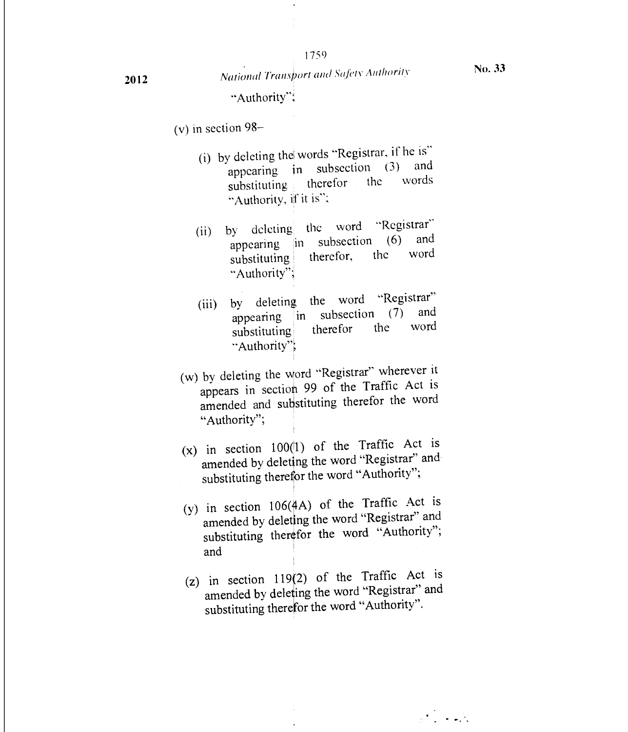"Authority";

(v) in section 98–

  (i) by deleting the words "Registrar, if he is" appearing in subsection (3) and substituting therefor the words "Authority, if it is";

  (ii) by deleting the word "Registrar" appearing in subsection (6) and substituting therefor, the word "Authority";

  (iii) by deleting the word "Registrar" appearing in subsection (7) and substituting therefor the word "Authority";

(w) by deleting the word "Registrar" wherever it appears in section 99 of the Traffic Act is amended and substituting therefor the word "Authority";

(x) in section 100(1) of the Traffic Act is amended by deleting the word "Registrar" and substituting therefor the word "Authority";

(y) in section 106(4A) of the Traffic Act is amended by deleting the word "Registrar" and substituting therefor the word "Authority"; and

(z) in section 119(2) of the Traffic Act is amended by deleting the word "Registrar" and substituting therefor the word "Authority".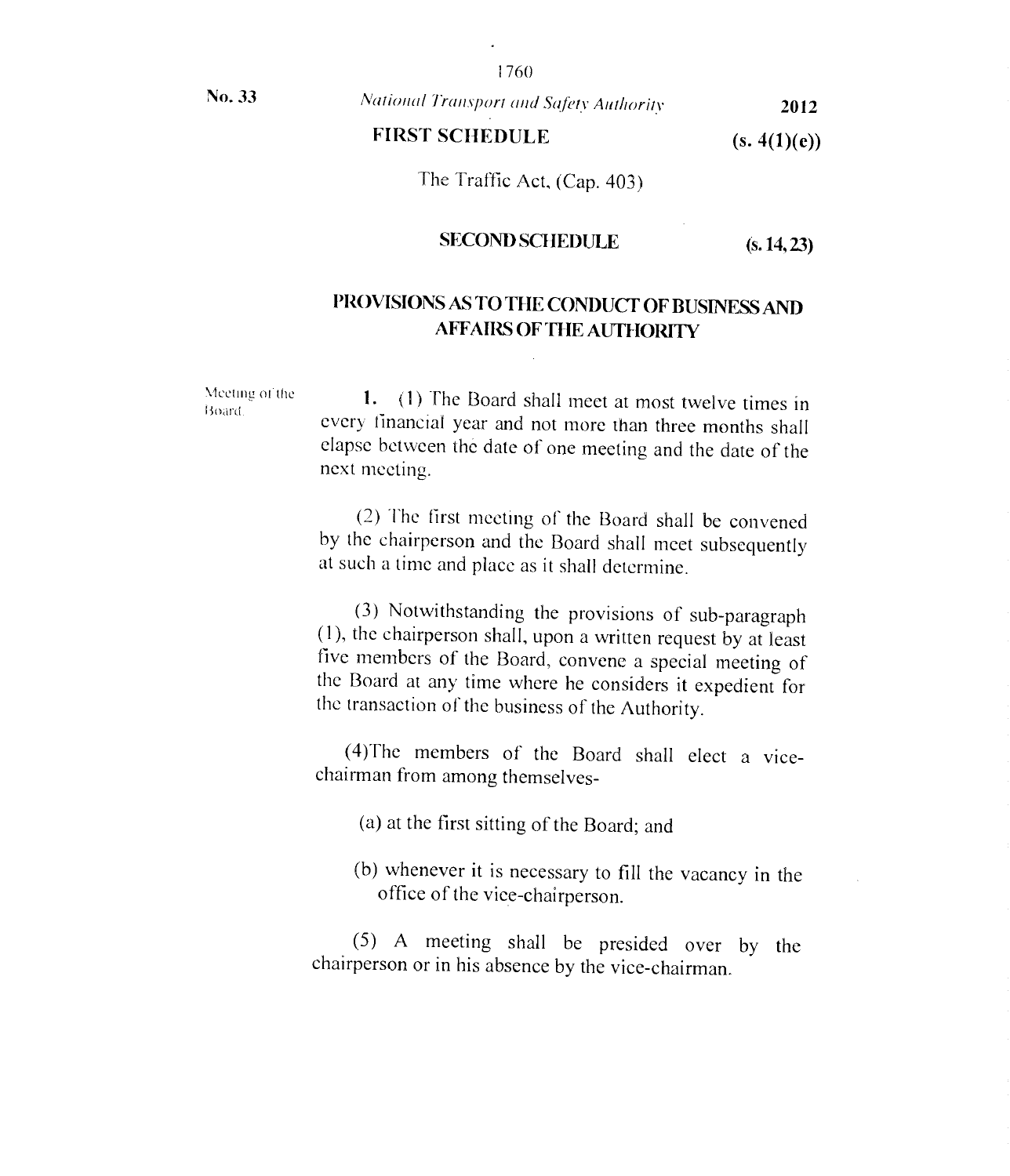## FIRST SCHEDULE (s. 4(1)(e))

The Traffic Act, (Cap. 403)

## SECOND SCHEDULE (s. 14, 23)

## PROVISIONS AS TO THE CONDUCT OF BUSINESS AND AFFAIRS OF THE AUTHORITY

Meeting of the Board.

**1.** (1) The Board shall meet at most twelve times in every financial year and not more than three months shall elapse between the date of one meeting and the date of the next meeting.

(2) The first meeting of the Board shall be convened by the chairperson and the Board shall meet subsequently at such a time and place as it shall determine.

(3) Notwithstanding the provisions of sub-paragraph (1), the chairperson shall, upon a written request by at least five members of the Board, convene a special meeting of the Board at any time where he considers it expedient for the transaction of the business of the Authority.

(4)The members of the Board shall elect a vice-chairman from among themselves-

(a) at the first sitting of the Board; and

(b) whenever it is necessary to fill the vacancy in the office of the vice-chairperson.

(5) A meeting shall be presided over by the chairperson or in his absence by the vice-chairman.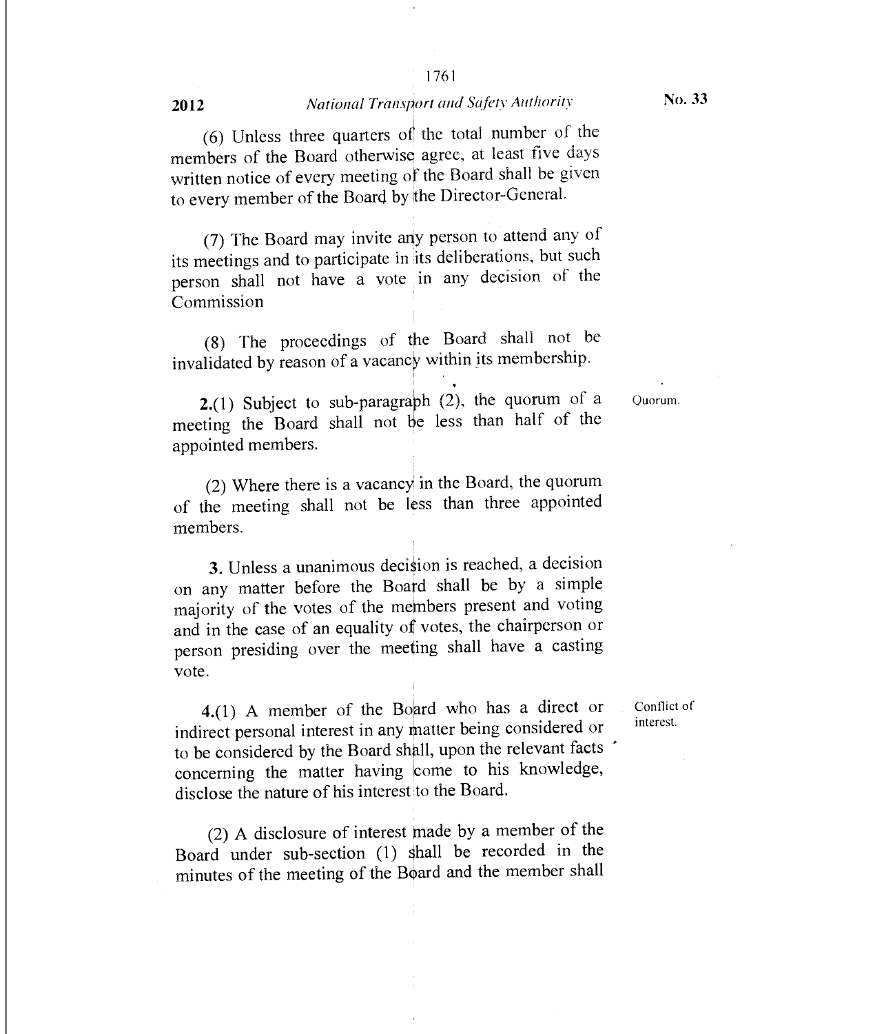(6) Unless three quarters of the total number of the members of the Board otherwise agree, at least five days written notice of every meeting of the Board shall be given to every member of the Board by the Director-General.

(7) The Board may invite any person to attend any of its meetings and to participate in its deliberations, but such person shall not have a vote in any decision of the Commission

(8) The proceedings of the Board shall not be invalidated by reason of a vacancy within its membership.

Quorum.

**2.**(1) Subject to sub-paragraph (2), the quorum of a meeting the Board shall not be less than half of the appointed members.

(2) Where there is a vacancy in the Board, the quorum of the meeting shall not be less than three appointed members.

**3.** Unless a unanimous decision is reached, a decision on any matter before the Board shall be by a simple majority of the votes of the members present and voting and in the case of an equality of votes, the chairperson or person presiding over the meeting shall have a casting vote.

Conflict of interest.

**4.**(1) A member of the Board who has a direct or indirect personal interest in any matter being considered or to be considered by the Board shall, upon the relevant facts concerning the matter having come to his knowledge, disclose the nature of his interest to the Board.

(2) A disclosure of interest made by a member of the Board under sub-section (1) shall be recorded in the minutes of the meeting of the Board and the member shall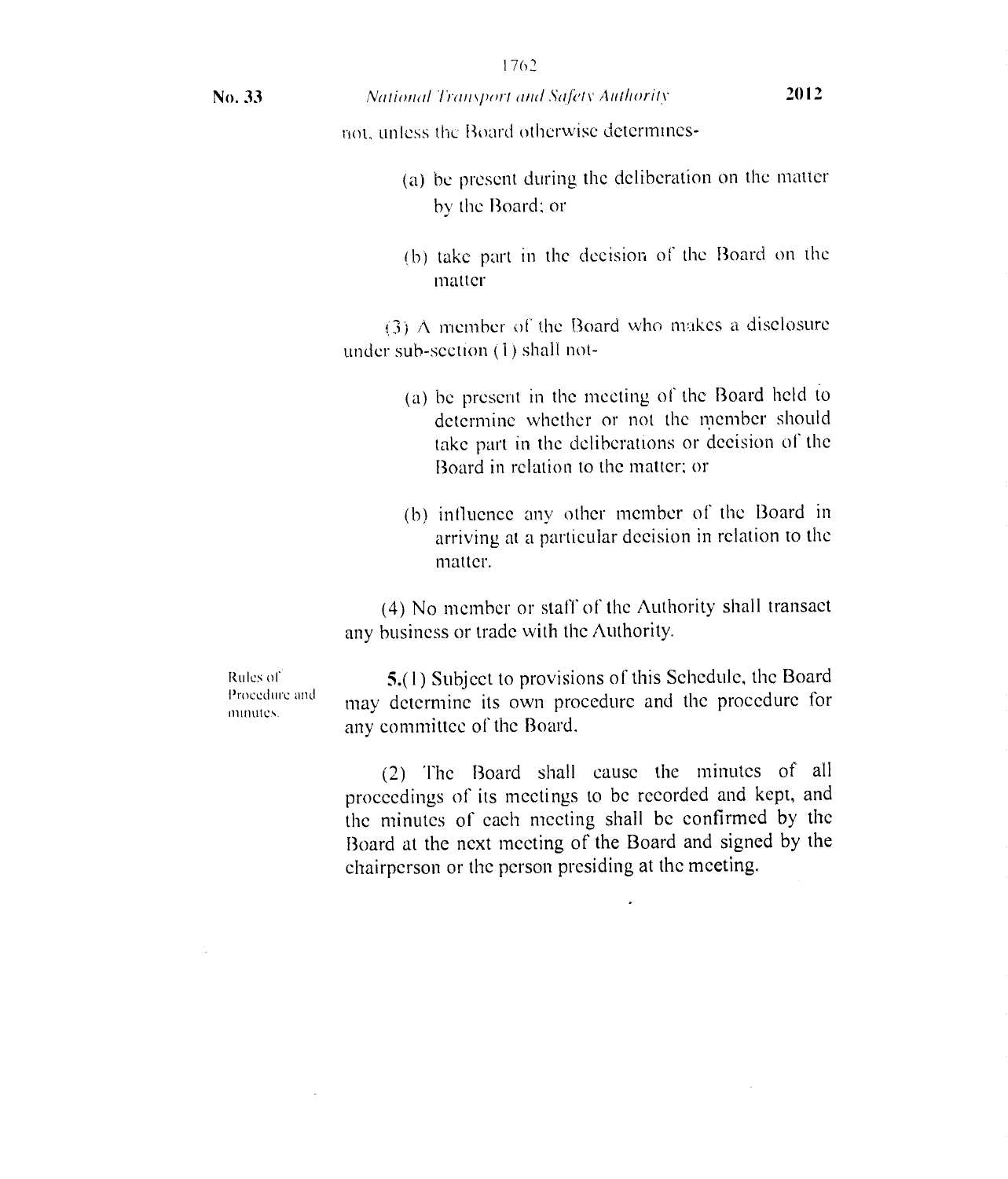not, unless the Board otherwise determines-

(a) be present during the deliberation on the matter by the Board; or

(b) take part in the decision of the Board on the matter

(3) A member of the Board who makes a disclosure under sub-section (1) shall not-

(a) be present in the meeting of the Board held to determine whether or not the member should take part in the deliberations or decision of the Board in relation to the matter; or

(b) influence any other member of the Board in arriving at a particular decision in relation to the matter.

(4) No member or staff of the Authority shall transact any business or trade with the Authority.

Rules of Procedure and minutes.

**5.**(1) Subject to provisions of this Schedule, the Board may determine its own procedure and the procedure for any committee of the Board.

(2) The Board shall cause the minutes of all proceedings of its meetings to be recorded and kept, and the minutes of each meeting shall be confirmed by the Board at the next meeting of the Board and signed by the chairperson or the person presiding at the meeting.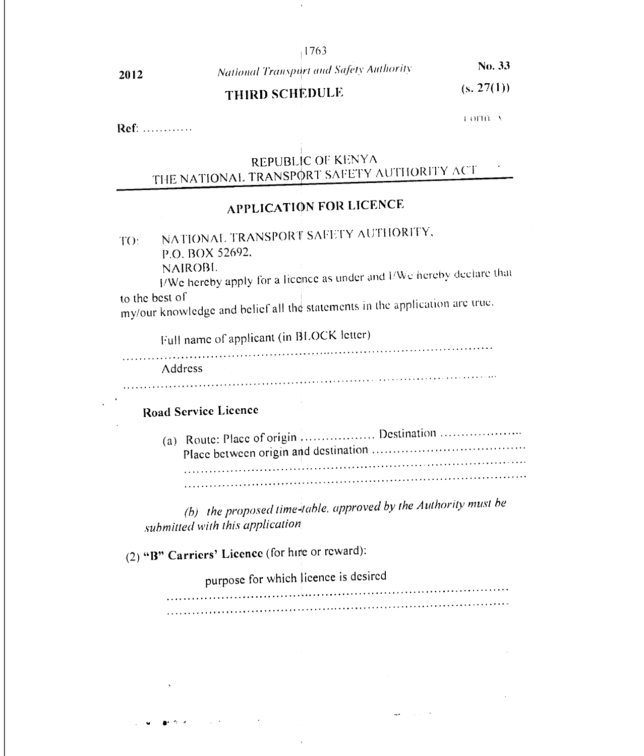## THIRD SCHEDULE

(s. 27(1))

FORM A

Ref: …………

REPUBLIC OF KENYA
THE NATIONAL TRANSPORT SAFETY AUTHORITY ACT

## APPLICATION FOR LICENCE

TO: NATIONAL TRANSPORT SAFETY AUTHORITY,
P.O. BOX 52692,
NAIROBI.

I/We hereby apply for a licence as under and I/We hereby declare that to the best of
my/our knowledge and belief all the statements in the application are true.

Full name of applicant (in BLOCK letter)

…………………………………………………………………………………

Address

…………………………………………………………………………………

**Road Service Licence**

(a) Route: Place of origin ……………… Destination ………………
Place between origin and destination ………………………………
…………………………………………………………………………
…………………………………………………………………………

*(b) the proposed time-table, approved by the Authority must be submitted with this application*

(2) **"B" Carriers' Licence** (for hire or reward):

purpose for which licence is desired

…………………………………………………………………………
…………………………………………………………………………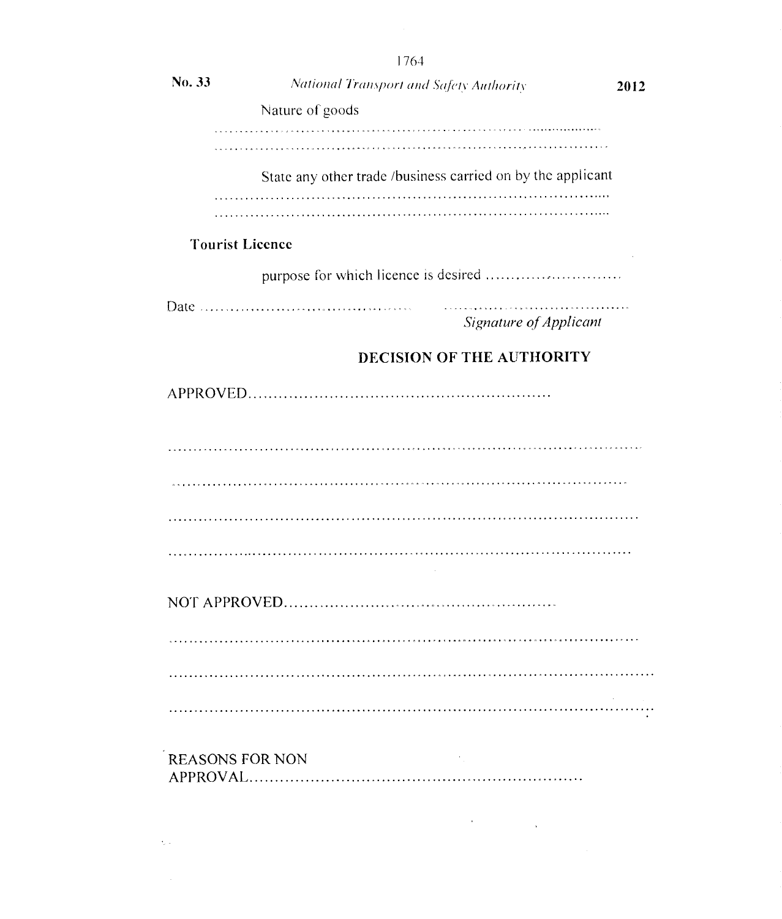Nature of goods

..............................................................................

..............................................................................

State any other trade /business carried on by the applicant

..............................................................................

..............................................................................

**Tourist Licence**

purpose for which licence is desired ..........................

Date .......................................... ....................................

*Signature of Applicant*

**DECISION OF THE AUTHORITY**

APPROVED..........................................................

..........................................................................................

..........................................................................................

..........................................................................................

..........................................................................................

NOT APPROVED....................................................

..........................................................................................

..........................................................................................

..........................................................................................

REASONS FOR NON APPROVAL..............................................................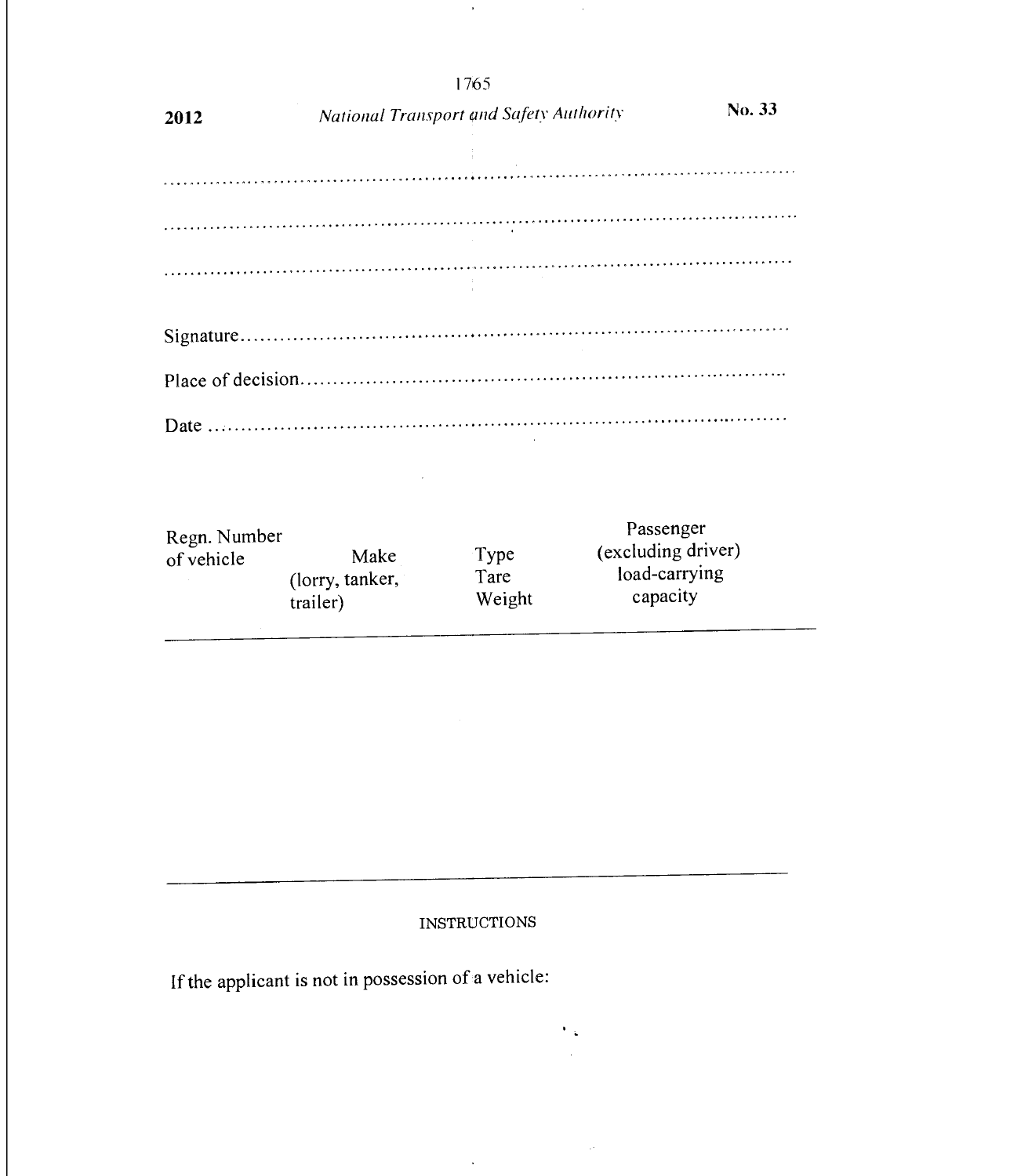.......................................................................................................

.......................................................................................................

.......................................................................................................

Signature.......................................................................................

Place of decision..........................................................................

Date ...............................................................................................

| Regn. Number of vehicle | Make (lorry, tanker, trailer) | Type Tare Weight | Passenger (excluding driver) load-carrying capacity |
|---|---|---|---|
| | | | |

INSTRUCTIONS

If the applicant is not in possession of a vehicle: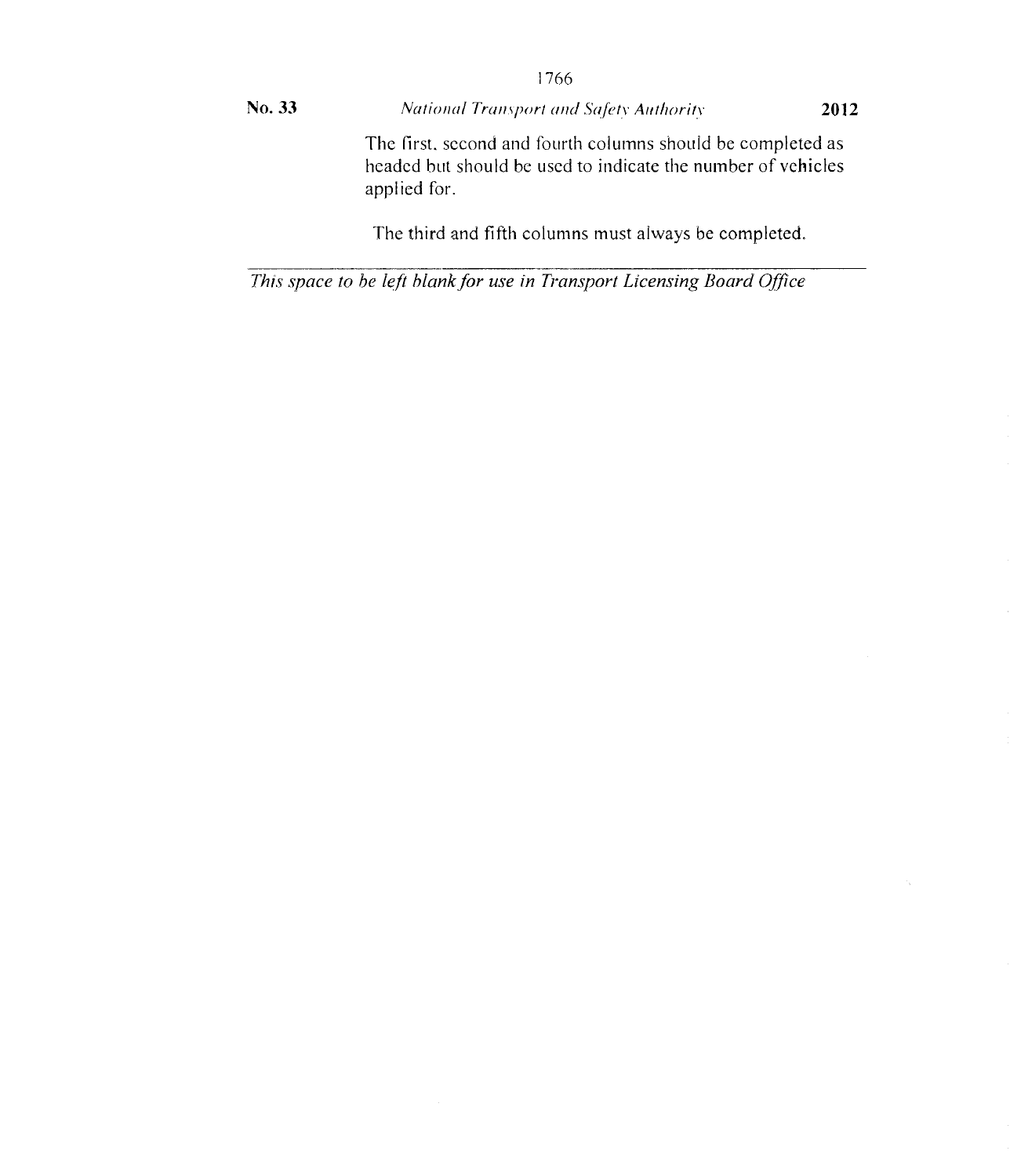The first, second and fourth columns should be completed as headed but should be used to indicate the number of vehicles applied for.

The third and fifth columns must always be completed.

---

*This space to be left blank for use in Transport Licensing Board Office*